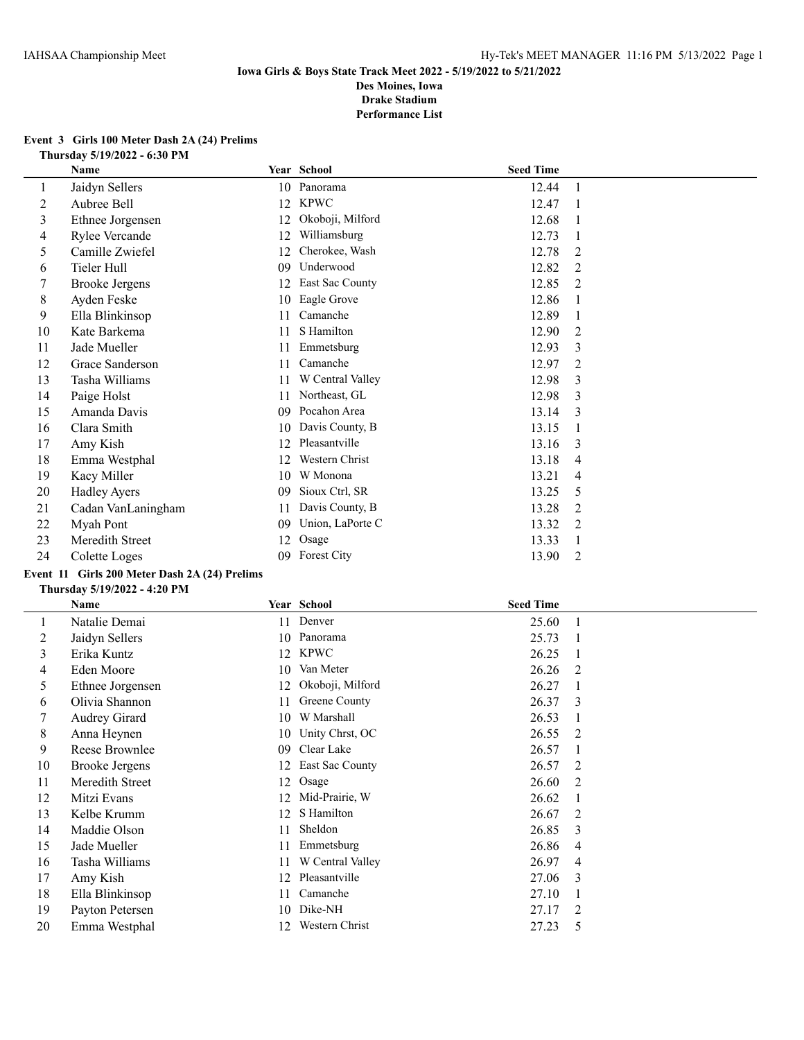**Iowa Girls & Boys State Track Meet 2022 - 5/19/2022 to 5/21/2022**
**Des Moines, Iowa**
**Drake Stadium**
**Performance List**

### Event 3 Girls 100 Meter Dash 2A (24) Prelims

**Thursday 5/19/2022 - 6:30 PM**

| | Name | Year | School | Seed Time | |
|---|---|---|---|---|---|
| 1 | Jaidyn Sellers | 10 | Panorama | 12.44 | 1 |
| 2 | Aubree Bell | 12 | KPWC | 12.47 | 1 |
| 3 | Ethnee Jorgensen | 12 | Okoboji, Milford | 12.68 | 1 |
| 4 | Rylee Vercande | 12 | Williamsburg | 12.73 | 1 |
| 5 | Camille Zwiefel | 12 | Cherokee, Wash | 12.78 | 2 |
| 6 | Tieler Hull | 09 | Underwood | 12.82 | 2 |
| 7 | Brooke Jergens | 12 | East Sac County | 12.85 | 2 |
| 8 | Ayden Feske | 10 | Eagle Grove | 12.86 | 1 |
| 9 | Ella Blinkinsop | 11 | Camanche | 12.89 | 1 |
| 10 | Kate Barkema | 11 | S Hamilton | 12.90 | 2 |
| 11 | Jade Mueller | 11 | Emmetsburg | 12.93 | 3 |
| 12 | Grace Sanderson | 11 | Camanche | 12.97 | 2 |
| 13 | Tasha Williams | 11 | W Central Valley | 12.98 | 3 |
| 14 | Paige Holst | 11 | Northeast, GL | 12.98 | 3 |
| 15 | Amanda Davis | 09 | Pocahon Area | 13.14 | 3 |
| 16 | Clara Smith | 10 | Davis County, B | 13.15 | 1 |
| 17 | Amy Kish | 12 | Pleasantville | 13.16 | 3 |
| 18 | Emma Westphal | 12 | Western Christ | 13.18 | 4 |
| 19 | Kacy Miller | 10 | W Monona | 13.21 | 4 |
| 20 | Hadley Ayers | 09 | Sioux Ctrl, SR | 13.25 | 5 |
| 21 | Cadan VanLaningham | 11 | Davis County, B | 13.28 | 2 |
| 22 | Myah Pont | 09 | Union, LaPorte C | 13.32 | 2 |
| 23 | Meredith Street | 12 | Osage | 13.33 | 1 |
| 24 | Colette Loges | 09 | Forest City | 13.90 | 2 |

### Event 11 Girls 200 Meter Dash 2A (24) Prelims

**Thursday 5/19/2022 - 4:20 PM**

| | Name | Year | School | Seed Time | |
|---|---|---|---|---|---|
| 1 | Natalie Demai | 11 | Denver | 25.60 | 1 |
| 2 | Jaidyn Sellers | 10 | Panorama | 25.73 | 1 |
| 3 | Erika Kuntz | 12 | KPWC | 26.25 | 1 |
| 4 | Eden Moore | 10 | Van Meter | 26.26 | 2 |
| 5 | Ethnee Jorgensen | 12 | Okoboji, Milford | 26.27 | 1 |
| 6 | Olivia Shannon | 11 | Greene County | 26.37 | 3 |
| 7 | Audrey Girard | 10 | W Marshall | 26.53 | 1 |
| 8 | Anna Heynen | 10 | Unity Chrst, OC | 26.55 | 2 |
| 9 | Reese Brownlee | 09 | Clear Lake | 26.57 | 1 |
| 10 | Brooke Jergens | 12 | East Sac County | 26.57 | 2 |
| 11 | Meredith Street | 12 | Osage | 26.60 | 2 |
| 12 | Mitzi Evans | 12 | Mid-Prairie, W | 26.62 | 1 |
| 13 | Kelbe Krumm | 12 | S Hamilton | 26.67 | 2 |
| 14 | Maddie Olson | 11 | Sheldon | 26.85 | 3 |
| 15 | Jade Mueller | 11 | Emmetsburg | 26.86 | 4 |
| 16 | Tasha Williams | 11 | W Central Valley | 26.97 | 4 |
| 17 | Amy Kish | 12 | Pleasantville | 27.06 | 3 |
| 18 | Ella Blinkinsop | 11 | Camanche | 27.10 | 1 |
| 19 | Payton Petersen | 10 | Dike-NH | 27.17 | 2 |
| 20 | Emma Westphal | 12 | Western Christ | 27.23 | 5 |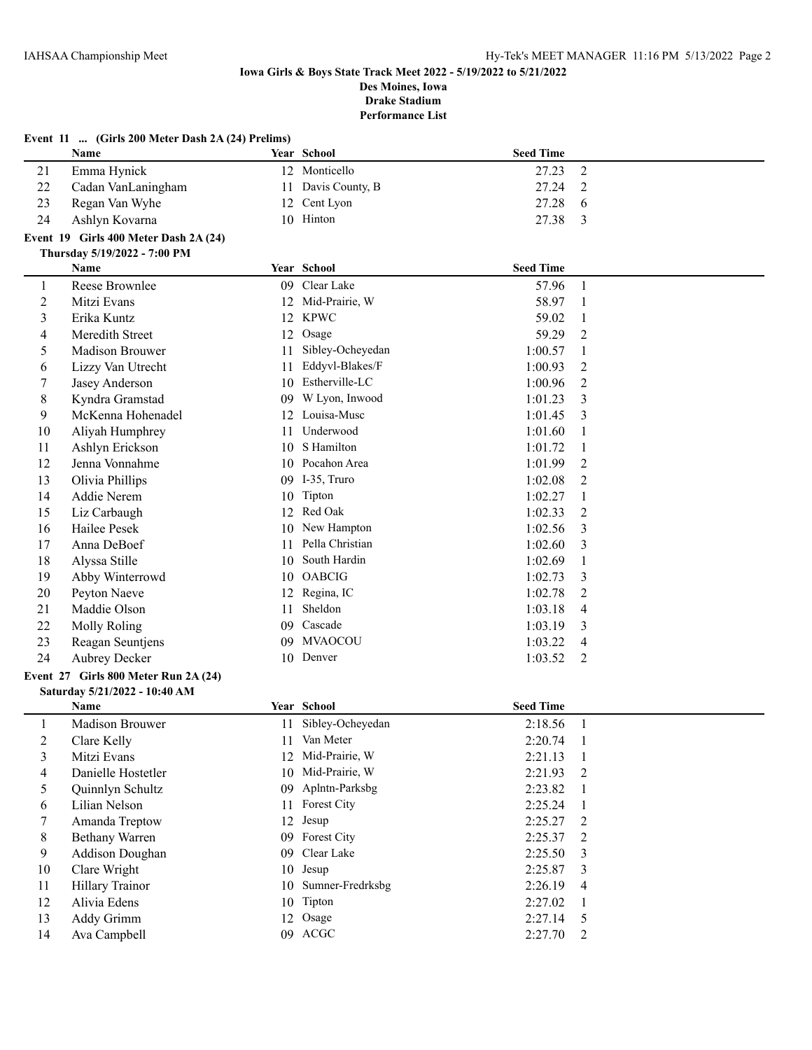### Iowa Girls & Boys State Track Meet 2022 - 5/19/2022 to 5/21/2022
### Des Moines, Iowa
### Drake Stadium
### Performance List

**Event 11 ... (Girls 200 Meter Dash 2A (24) Prelims)**

| | Name | Year | School | Seed Time | |
|---|---|---|---|---|---|
| 21 | Emma Hynick | 12 | Monticello | 27.23 | 2 |
| 22 | Cadan VanLaningham | 11 | Davis County, B | 27.24 | 2 |
| 23 | Regan Van Wyhe | 12 | Cent Lyon | 27.28 | 6 |
| 24 | Ashlyn Kovarna | 10 | Hinton | 27.38 | 3 |

**Event 19 Girls 400 Meter Dash 2A (24)**

**Thursday 5/19/2022 - 7:00 PM**

| | Name | Year | School | Seed Time | |
|---|---|---|---|---|---|
| 1 | Reese Brownlee | 09 | Clear Lake | 57.96 | 1 |
| 2 | Mitzi Evans | 12 | Mid-Prairie, W | 58.97 | 1 |
| 3 | Erika Kuntz | 12 | KPWC | 59.02 | 1 |
| 4 | Meredith Street | 12 | Osage | 59.29 | 2 |
| 5 | Madison Brouwer | 11 | Sibley-Ocheyedan | 1:00.57 | 1 |
| 6 | Lizzy Van Utrecht | 11 | Eddyvl-Blakes/F | 1:00.93 | 2 |
| 7 | Jasey Anderson | 10 | Estherville-LC | 1:00.96 | 2 |
| 8 | Kyndra Gramstad | 09 | W Lyon, Inwood | 1:01.23 | 3 |
| 9 | McKenna Hohenadel | 12 | Louisa-Musc | 1:01.45 | 3 |
| 10 | Aliyah Humphrey | 11 | Underwood | 1:01.60 | 1 |
| 11 | Ashlyn Erickson | 10 | S Hamilton | 1:01.72 | 1 |
| 12 | Jenna Vonnahme | 10 | Pocahon Area | 1:01.99 | 2 |
| 13 | Olivia Phillips | 09 | I-35, Truro | 1:02.08 | 2 |
| 14 | Addie Nerem | 10 | Tipton | 1:02.27 | 1 |
| 15 | Liz Carbaugh | 12 | Red Oak | 1:02.33 | 2 |
| 16 | Hailee Pesek | 10 | New Hampton | 1:02.56 | 3 |
| 17 | Anna DeBoef | 11 | Pella Christian | 1:02.60 | 3 |
| 18 | Alyssa Stille | 10 | South Hardin | 1:02.69 | 1 |
| 19 | Abby Winterrowd | 10 | OABCIG | 1:02.73 | 3 |
| 20 | Peyton Naeve | 12 | Regina, IC | 1:02.78 | 2 |
| 21 | Maddie Olson | 11 | Sheldon | 1:03.18 | 4 |
| 22 | Molly Roling | 09 | Cascade | 1:03.19 | 3 |
| 23 | Reagan Seuntjens | 09 | MVAOCOU | 1:03.22 | 4 |
| 24 | Aubrey Decker | 10 | Denver | 1:03.52 | 2 |

**Event 27 Girls 800 Meter Run 2A (24)**

**Saturday 5/21/2022 - 10:40 AM**

| | Name | Year | School | Seed Time | |
|---|---|---|---|---|---|
| 1 | Madison Brouwer | 11 | Sibley-Ocheyedan | 2:18.56 | 1 |
| 2 | Clare Kelly | 11 | Van Meter | 2:20.74 | 1 |
| 3 | Mitzi Evans | 12 | Mid-Prairie, W | 2:21.13 | 1 |
| 4 | Danielle Hostetler | 10 | Mid-Prairie, W | 2:21.93 | 2 |
| 5 | Quinnlyn Schultz | 09 | Aplntn-Parksbg | 2:23.82 | 1 |
| 6 | Lilian Nelson | 11 | Forest City | 2:25.24 | 1 |
| 7 | Amanda Treptow | 12 | Jesup | 2:25.27 | 2 |
| 8 | Bethany Warren | 09 | Forest City | 2:25.37 | 2 |
| 9 | Addison Doughan | 09 | Clear Lake | 2:25.50 | 3 |
| 10 | Clare Wright | 10 | Jesup | 2:25.87 | 3 |
| 11 | Hillary Trainor | 10 | Sumner-Fredrksbg | 2:26.19 | 4 |
| 12 | Alivia Edens | 10 | Tipton | 2:27.02 | 1 |
| 13 | Addy Grimm | 12 | Osage | 2:27.14 | 5 |
| 14 | Ava Campbell | 09 | ACGC | 2:27.70 | 2 |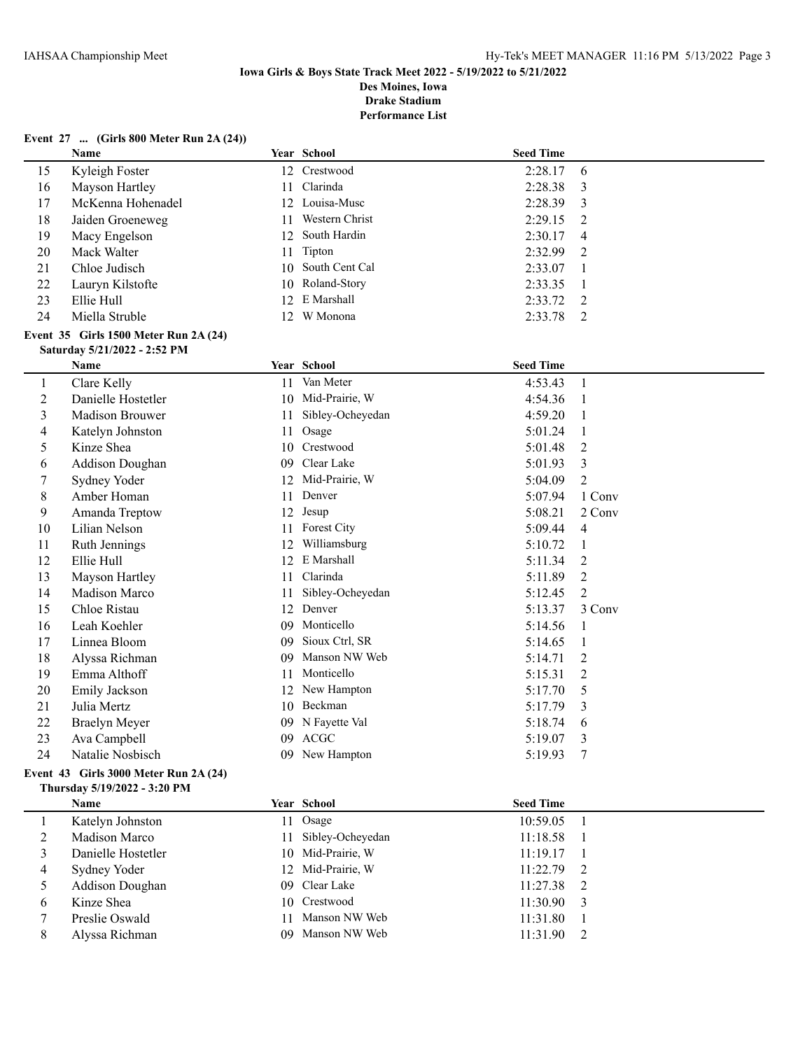**Iowa Girls & Boys State Track Meet 2022 - 5/19/2022 to 5/21/2022**
**Des Moines, Iowa**
**Drake Stadium**
**Performance List**

### Event 27 ... (Girls 800 Meter Run 2A (24))

| | Name | Year | School | Seed Time | |
|---|---|---|---|---|---|
| 15 | Kyleigh Foster | 12 | Crestwood | 2:28.17 | 6 |
| 16 | Mayson Hartley | 11 | Clarinda | 2:28.38 | 3 |
| 17 | McKenna Hohenadel | 12 | Louisa-Musc | 2:28.39 | 3 |
| 18 | Jaiden Groeneweg | 11 | Western Christ | 2:29.15 | 2 |
| 19 | Macy Engelson | 12 | South Hardin | 2:30.17 | 4 |
| 20 | Mack Walter | 11 | Tipton | 2:32.99 | 2 |
| 21 | Chloe Judisch | 10 | South Cent Cal | 2:33.07 | 1 |
| 22 | Lauryn Kilstofte | 10 | Roland-Story | 2:33.35 | 1 |
| 23 | Ellie Hull | 12 | E Marshall | 2:33.72 | 2 |
| 24 | Miella Struble | 12 | W Monona | 2:33.78 | 2 |

### Event 35 Girls 1500 Meter Run 2A (24)

**Saturday 5/21/2022 - 2:52 PM**

| | Name | Year | School | Seed Time | |
|---|---|---|---|---|---|
| 1 | Clare Kelly | 11 | Van Meter | 4:53.43 | 1 |
| 2 | Danielle Hostetler | 10 | Mid-Prairie, W | 4:54.36 | 1 |
| 3 | Madison Brouwer | 11 | Sibley-Ocheyedan | 4:59.20 | 1 |
| 4 | Katelyn Johnston | 11 | Osage | 5:01.24 | 1 |
| 5 | Kinze Shea | 10 | Crestwood | 5:01.48 | 2 |
| 6 | Addison Doughan | 09 | Clear Lake | 5:01.93 | 3 |
| 7 | Sydney Yoder | 12 | Mid-Prairie, W | 5:04.09 | 2 |
| 8 | Amber Homan | 11 | Denver | 5:07.94 | 1 Conv |
| 9 | Amanda Treptow | 12 | Jesup | 5:08.21 | 2 Conv |
| 10 | Lilian Nelson | 11 | Forest City | 5:09.44 | 4 |
| 11 | Ruth Jennings | 12 | Williamsburg | 5:10.72 | 1 |
| 12 | Ellie Hull | 12 | E Marshall | 5:11.34 | 2 |
| 13 | Mayson Hartley | 11 | Clarinda | 5:11.89 | 2 |
| 14 | Madison Marco | 11 | Sibley-Ocheyedan | 5:12.45 | 2 |
| 15 | Chloe Ristau | 12 | Denver | 5:13.37 | 3 Conv |
| 16 | Leah Koehler | 09 | Monticello | 5:14.56 | 1 |
| 17 | Linnea Bloom | 09 | Sioux Ctrl, SR | 5:14.65 | 1 |
| 18 | Alyssa Richman | 09 | Manson NW Web | 5:14.71 | 2 |
| 19 | Emma Althoff | 11 | Monticello | 5:15.31 | 2 |
| 20 | Emily Jackson | 12 | New Hampton | 5:17.70 | 5 |
| 21 | Julia Mertz | 10 | Beckman | 5:17.79 | 3 |
| 22 | Braelyn Meyer | 09 | N Fayette Val | 5:18.74 | 6 |
| 23 | Ava Campbell | 09 | ACGC | 5:19.07 | 3 |
| 24 | Natalie Nosbisch | 09 | New Hampton | 5:19.93 | 7 |

### Event 43 Girls 3000 Meter Run 2A (24)

**Thursday 5/19/2022 - 3:20 PM**

| | Name | Year | School | Seed Time | |
|---|---|---|---|---|---|
| 1 | Katelyn Johnston | 11 | Osage | 10:59.05 | 1 |
| 2 | Madison Marco | 11 | Sibley-Ocheyedan | 11:18.58 | 1 |
| 3 | Danielle Hostetler | 10 | Mid-Prairie, W | 11:19.17 | 1 |
| 4 | Sydney Yoder | 12 | Mid-Prairie, W | 11:22.79 | 2 |
| 5 | Addison Doughan | 09 | Clear Lake | 11:27.38 | 2 |
| 6 | Kinze Shea | 10 | Crestwood | 11:30.90 | 3 |
| 7 | Preslie Oswald | 11 | Manson NW Web | 11:31.80 | 1 |
| 8 | Alyssa Richman | 09 | Manson NW Web | 11:31.90 | 2 |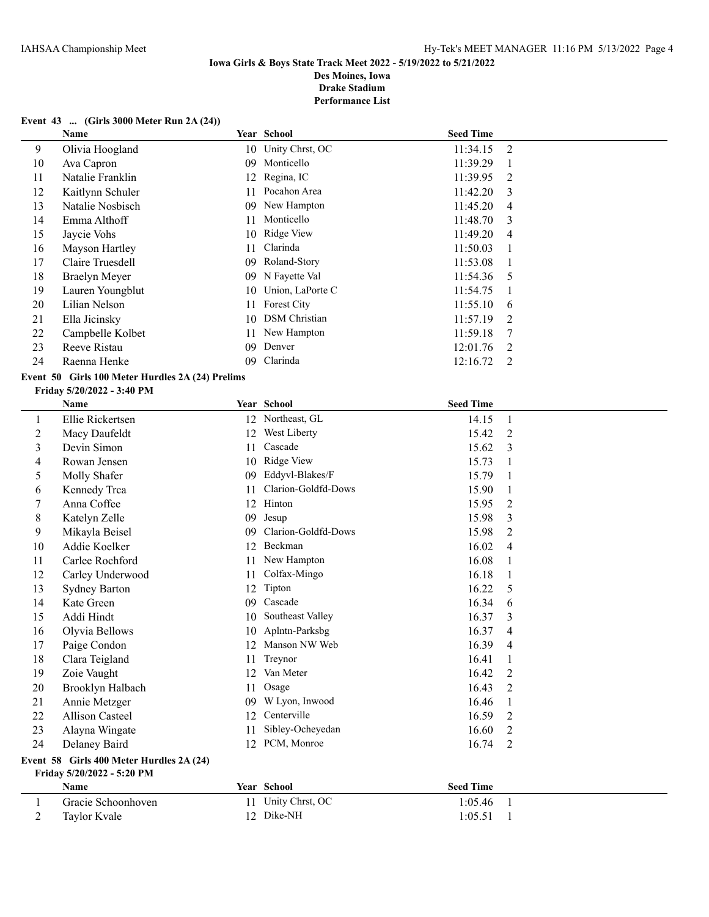**Iowa Girls & Boys State Track Meet 2022 - 5/19/2022 to 5/21/2022**
**Des Moines, Iowa**
**Drake Stadium**
**Performance List**

### Event 43 ... (Girls 3000 Meter Run 2A (24))

| | Name | Year | School | Seed Time | |
|---|---|---|---|---|---|
| 9 | Olivia Hoogland | 10 | Unity Chrst, OC | 11:34.15 | 2 |
| 10 | Ava Capron | 09 | Monticello | 11:39.29 | 1 |
| 11 | Natalie Franklin | 12 | Regina, IC | 11:39.95 | 2 |
| 12 | Kaitlynn Schuler | 11 | Pocahon Area | 11:42.20 | 3 |
| 13 | Natalie Nosbisch | 09 | New Hampton | 11:45.20 | 4 |
| 14 | Emma Althoff | 11 | Monticello | 11:48.70 | 3 |
| 15 | Jaycie Vohs | 10 | Ridge View | 11:49.20 | 4 |
| 16 | Mayson Hartley | 11 | Clarinda | 11:50.03 | 1 |
| 17 | Claire Truesdell | 09 | Roland-Story | 11:53.08 | 1 |
| 18 | Braelyn Meyer | 09 | N Fayette Val | 11:54.36 | 5 |
| 19 | Lauren Youngblut | 10 | Union, LaPorte C | 11:54.75 | 1 |
| 20 | Lilian Nelson | 11 | Forest City | 11:55.10 | 6 |
| 21 | Ella Jicinsky | 10 | DSM Christian | 11:57.19 | 2 |
| 22 | Campbelle Kolbet | 11 | New Hampton | 11:59.18 | 7 |
| 23 | Reeve Ristau | 09 | Denver | 12:01.76 | 2 |
| 24 | Raenna Henke | 09 | Clarinda | 12:16.72 | 2 |

### Event 50 Girls 100 Meter Hurdles 2A (24) Prelims

**Friday 5/20/2022 - 3:40 PM**

| | Name | Year | School | Seed Time | |
|---|---|---|---|---|---|
| 1 | Ellie Rickertsen | 12 | Northeast, GL | 14.15 | 1 |
| 2 | Macy Daufeldt | 12 | West Liberty | 15.42 | 2 |
| 3 | Devin Simon | 11 | Cascade | 15.62 | 3 |
| 4 | Rowan Jensen | 10 | Ridge View | 15.73 | 1 |
| 5 | Molly Shafer | 09 | Eddyvl-Blakes/F | 15.79 | 1 |
| 6 | Kennedy Trca | 11 | Clarion-Goldfd-Dows | 15.90 | 1 |
| 7 | Anna Coffee | 12 | Hinton | 15.95 | 2 |
| 8 | Katelyn Zelle | 09 | Jesup | 15.98 | 3 |
| 9 | Mikayla Beisel | 09 | Clarion-Goldfd-Dows | 15.98 | 2 |
| 10 | Addie Koelker | 12 | Beckman | 16.02 | 4 |
| 11 | Carlee Rochford | 11 | New Hampton | 16.08 | 1 |
| 12 | Carley Underwood | 11 | Colfax-Mingo | 16.18 | 1 |
| 13 | Sydney Barton | 12 | Tipton | 16.22 | 5 |
| 14 | Kate Green | 09 | Cascade | 16.34 | 6 |
| 15 | Addi Hindt | 10 | Southeast Valley | 16.37 | 3 |
| 16 | Olyvia Bellows | 10 | Aplntn-Parksbg | 16.37 | 4 |
| 17 | Paige Condon | 12 | Manson NW Web | 16.39 | 4 |
| 18 | Clara Teigland | 11 | Treynor | 16.41 | 1 |
| 19 | Zoie Vaught | 12 | Van Meter | 16.42 | 2 |
| 20 | Brooklyn Halbach | 11 | Osage | 16.43 | 2 |
| 21 | Annie Metzger | 09 | W Lyon, Inwood | 16.46 | 1 |
| 22 | Allison Casteel | 12 | Centerville | 16.59 | 2 |
| 23 | Alayna Wingate | 11 | Sibley-Ocheyedan | 16.60 | 2 |
| 24 | Delaney Baird | 12 | PCM, Monroe | 16.74 | 2 |

### Event 58 Girls 400 Meter Hurdles 2A (24)

**Friday 5/20/2022 - 5:20 PM**

| | Name | Year | School | Seed Time | |
|---|---|---|---|---|---|
| 1 | Gracie Schoonhoven | 11 | Unity Chrst, OC | 1:05.46 | 1 |
| 2 | Taylor Kvale | 12 | Dike-NH | 1:05.51 | 1 |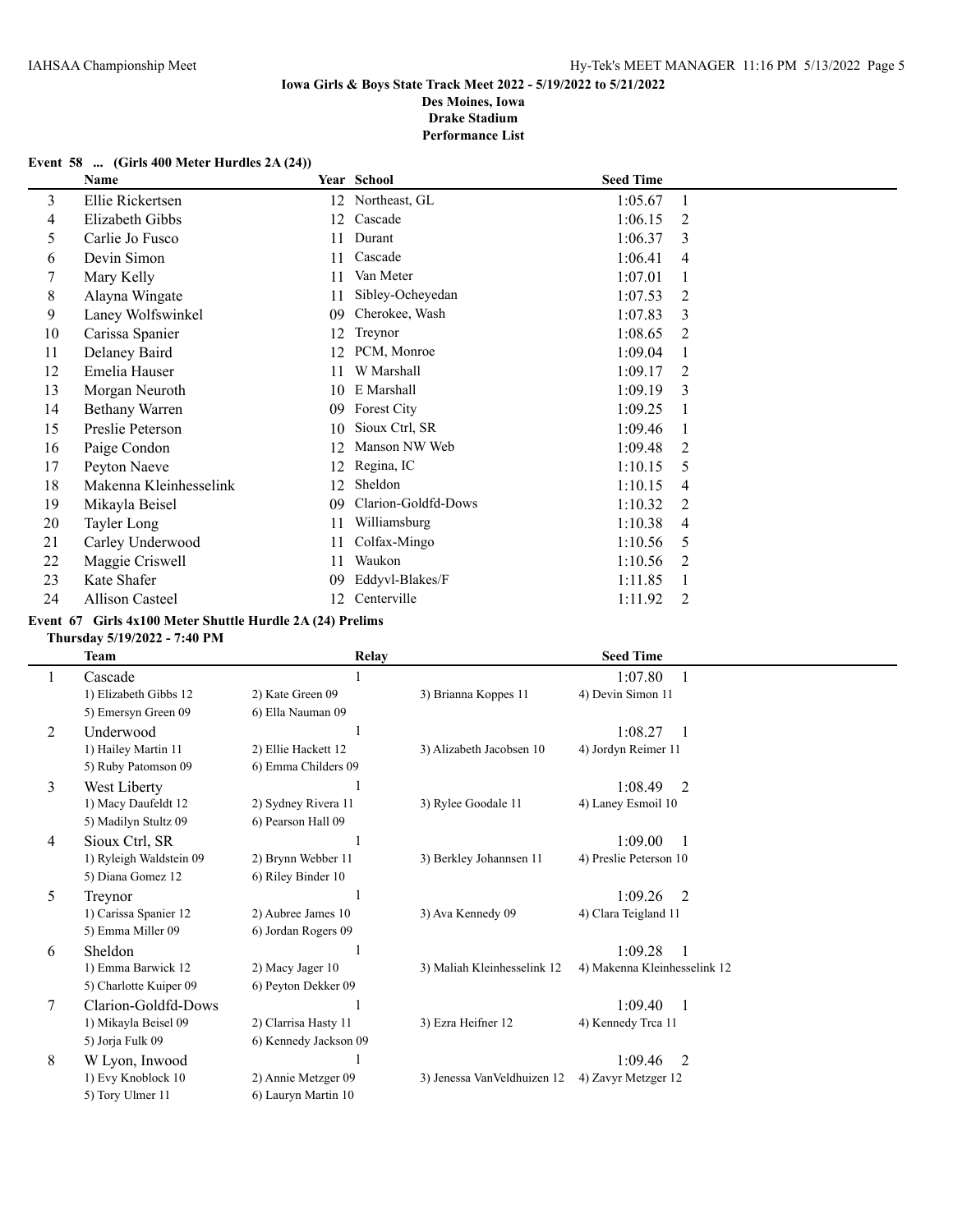## Iowa Girls & Boys State Track Meet 2022 - 5/19/2022 to 5/21/2022
**Des Moines, Iowa**
**Drake Stadium**
**Performance List**

### Event 58 ... (Girls 400 Meter Hurdles 2A (24))

| | Name | Year | School | Seed Time | |
|---|---|---|---|---|---|
| 3 | Ellie Rickertsen | 12 | Northeast, GL | 1:05.67 | 1 |
| 4 | Elizabeth Gibbs | 12 | Cascade | 1:06.15 | 2 |
| 5 | Carlie Jo Fusco | 11 | Durant | 1:06.37 | 3 |
| 6 | Devin Simon | 11 | Cascade | 1:06.41 | 4 |
| 7 | Mary Kelly | 11 | Van Meter | 1:07.01 | 1 |
| 8 | Alayna Wingate | 11 | Sibley-Ocheyedan | 1:07.53 | 2 |
| 9 | Laney Wolfswinkel | 09 | Cherokee, Wash | 1:07.83 | 3 |
| 10 | Carissa Spanier | 12 | Treynor | 1:08.65 | 2 |
| 11 | Delaney Baird | 12 | PCM, Monroe | 1:09.04 | 1 |
| 12 | Emelia Hauser | 11 | W Marshall | 1:09.17 | 2 |
| 13 | Morgan Neuroth | 10 | E Marshall | 1:09.19 | 3 |
| 14 | Bethany Warren | 09 | Forest City | 1:09.25 | 1 |
| 15 | Preslie Peterson | 10 | Sioux Ctrl, SR | 1:09.46 | 1 |
| 16 | Paige Condon | 12 | Manson NW Web | 1:09.48 | 2 |
| 17 | Peyton Naeve | 12 | Regina, IC | 1:10.15 | 5 |
| 18 | Makenna Kleinhesselink | 12 | Sheldon | 1:10.15 | 4 |
| 19 | Mikayla Beisel | 09 | Clarion-Goldfd-Dows | 1:10.32 | 2 |
| 20 | Tayler Long | 11 | Williamsburg | 1:10.38 | 4 |
| 21 | Carley Underwood | 11 | Colfax-Mingo | 1:10.56 | 5 |
| 22 | Maggie Criswell | 11 | Waukon | 1:10.56 | 2 |
| 23 | Kate Shafer | 09 | Eddyvl-Blakes/F | 1:11.85 | 1 |
| 24 | Allison Casteel | 12 | Centerville | 1:11.92 | 2 |

### Event 67 Girls 4x100 Meter Shuttle Hurdle 2A (24) Prelims
**Thursday 5/19/2022 - 7:40 PM**

| | Team | | Relay | | Seed Time | |
|---|---|---|---|---|---|---|
| 1 | Cascade | | 1 | | 1:07.80 | 1 |
| | 1) Elizabeth Gibbs 12 | 2) Kate Green 09 | | 3) Brianna Koppes 11 | 4) Devin Simon 11 | |
| | 5) Emersyn Green 09 | 6) Ella Nauman 09 | | | | |
| 2 | Underwood | | 1 | | 1:08.27 | 1 |
| | 1) Hailey Martin 11 | 2) Ellie Hackett 12 | | 3) Alizabeth Jacobsen 10 | 4) Jordyn Reimer 11 | |
| | 5) Ruby Patomson 09 | 6) Emma Childers 09 | | | | |
| 3 | West Liberty | | 1 | | 1:08.49 | 2 |
| | 1) Macy Daufeldt 12 | 2) Sydney Rivera 11 | | 3) Rylee Goodale 11 | 4) Laney Esmoil 10 | |
| | 5) Madilyn Stultz 09 | 6) Pearson Hall 09 | | | | |
| 4 | Sioux Ctrl, SR | | 1 | | 1:09.00 | 1 |
| | 1) Ryleigh Waldstein 09 | 2) Brynn Webber 11 | | 3) Berkley Johannsen 11 | 4) Preslie Peterson 10 | |
| | 5) Diana Gomez 12 | 6) Riley Binder 10 | | | | |
| 5 | Treynor | | 1 | | 1:09.26 | 2 |
| | 1) Carissa Spanier 12 | 2) Aubree James 10 | | 3) Ava Kennedy 09 | 4) Clara Teigland 11 | |
| | 5) Emma Miller 09 | 6) Jordan Rogers 09 | | | | |
| 6 | Sheldon | | 1 | | 1:09.28 | 1 |
| | 1) Emma Barwick 12 | 2) Macy Jager 10 | | 3) Maliah Kleinhesselink 12 | 4) Makenna Kleinhesselink 12 | |
| | 5) Charlotte Kuiper 09 | 6) Peyton Dekker 09 | | | | |
| 7 | Clarion-Goldfd-Dows | | 1 | | 1:09.40 | 1 |
| | 1) Mikayla Beisel 09 | 2) Clarrisa Hasty 11 | | 3) Ezra Heifner 12 | 4) Kennedy Trca 11 | |
| | 5) Jorja Fulk 09 | 6) Kennedy Jackson 09 | | | | |
| 8 | W Lyon, Inwood | | 1 | | 1:09.46 | 2 |
| | 1) Evy Knoblock 10 | 2) Annie Metzger 09 | | 3) Jenessa VanVeldhuizen 12 | 4) Zavyr Metzger 12 | |
| | 5) Tory Ulmer 11 | 6) Lauryn Martin 10 | | | | |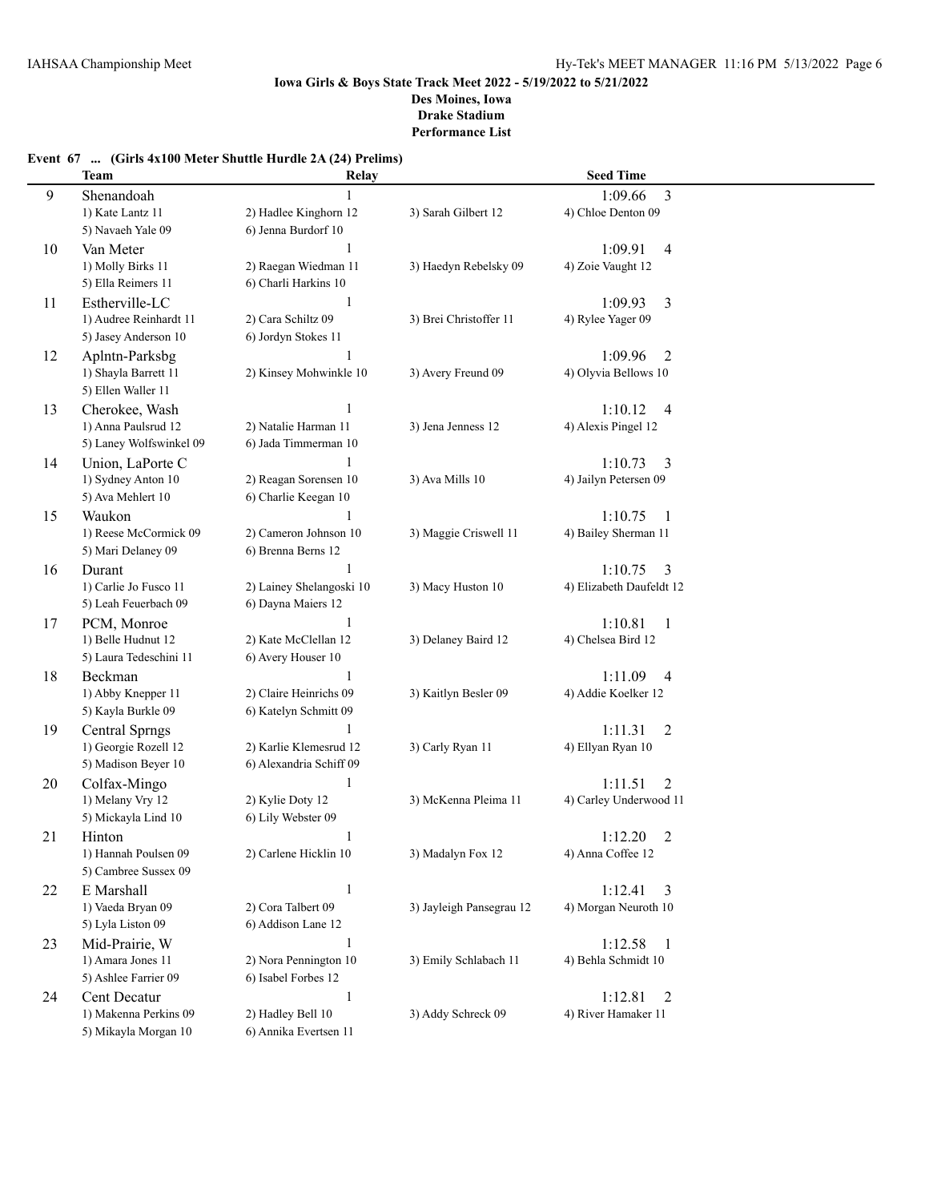**Iowa Girls & Boys State Track Meet 2022 - 5/19/2022 to 5/21/2022**
**Des Moines, Iowa**
**Drake Stadium**
**Performance List**

### Event 67 ... (Girls 4x100 Meter Shuttle Hurdle 2A (24) Prelims)

| | Team | Relay | | Seed Time |
|---|---|---|---|---|
| 9 | Shenandoah | 1 | | 1:09.66 3 |
| | 1) Kate Lantz 11 | 2) Hadlee Kinghorn 12 | 3) Sarah Gilbert 12 | 4) Chloe Denton 09 |
| | 5) Navaeh Yale 09 | 6) Jenna Burdorf 10 | | |
| 10 | Van Meter | 1 | | 1:09.91 4 |
| | 1) Molly Birks 11 | 2) Raegan Wiedman 11 | 3) Haedyn Rebelsky 09 | 4) Zoie Vaught 12 |
| | 5) Ella Reimers 11 | 6) Charli Harkins 10 | | |
| 11 | Estherville-LC | 1 | | 1:09.93 3 |
| | 1) Audree Reinhardt 11 | 2) Cara Schiltz 09 | 3) Brei Christoffer 11 | 4) Rylee Yager 09 |
| | 5) Jasey Anderson 10 | 6) Jordyn Stokes 11 | | |
| 12 | Aplntn-Parksbg | 1 | | 1:09.96 2 |
| | 1) Shayla Barrett 11 | 2) Kinsey Mohwinkle 10 | 3) Avery Freund 09 | 4) Olyvia Bellows 10 |
| | 5) Ellen Waller 11 | | | |
| 13 | Cherokee, Wash | 1 | | 1:10.12 4 |
| | 1) Anna Paulsrud 12 | 2) Natalie Harman 11 | 3) Jena Jenness 12 | 4) Alexis Pingel 12 |
| | 5) Laney Wolfswinkel 09 | 6) Jada Timmerman 10 | | |
| 14 | Union, LaPorte C | 1 | | 1:10.73 3 |
| | 1) Sydney Anton 10 | 2) Reagan Sorensen 10 | 3) Ava Mills 10 | 4) Jailyn Petersen 09 |
| | 5) Ava Mehlert 10 | 6) Charlie Keegan 10 | | |
| 15 | Waukon | 1 | | 1:10.75 1 |
| | 1) Reese McCormick 09 | 2) Cameron Johnson 10 | 3) Maggie Criswell 11 | 4) Bailey Sherman 11 |
| | 5) Mari Delaney 09 | 6) Brenna Berns 12 | | |
| 16 | Durant | 1 | | 1:10.75 3 |
| | 1) Carlie Jo Fusco 11 | 2) Lainey Shelangoski 10 | 3) Macy Huston 10 | 4) Elizabeth Daufeldt 12 |
| | 5) Leah Feuerbach 09 | 6) Dayna Maiers 12 | | |
| 17 | PCM, Monroe | 1 | | 1:10.81 1 |
| | 1) Belle Hudnut 12 | 2) Kate McClellan 12 | 3) Delaney Baird 12 | 4) Chelsea Bird 12 |
| | 5) Laura Tedeschini 11 | 6) Avery Houser 10 | | |
| 18 | Beckman | 1 | | 1:11.09 4 |
| | 1) Abby Knepper 11 | 2) Claire Heinrichs 09 | 3) Kaitlyn Besler 09 | 4) Addie Koelker 12 |
| | 5) Kayla Burkle 09 | 6) Katelyn Schmitt 09 | | |
| 19 | Central Sprngs | 1 | | 1:11.31 2 |
| | 1) Georgie Rozell 12 | 2) Karlie Klemesrud 12 | 3) Carly Ryan 11 | 4) Ellyan Ryan 10 |
| | 5) Madison Beyer 10 | 6) Alexandria Schiff 09 | | |
| 20 | Colfax-Mingo | 1 | | 1:11.51 2 |
| | 1) Melany Vry 12 | 2) Kylie Doty 12 | 3) McKenna Pleima 11 | 4) Carley Underwood 11 |
| | 5) Mickayla Lind 10 | 6) Lily Webster 09 | | |
| 21 | Hinton | 1 | | 1:12.20 2 |
| | 1) Hannah Poulsen 09 | 2) Carlene Hicklin 10 | 3) Madalyn Fox 12 | 4) Anna Coffee 12 |
| | 5) Cambree Sussex 09 | | | |
| 22 | E Marshall | 1 | | 1:12.41 3 |
| | 1) Vaeda Bryan 09 | 2) Cora Talbert 09 | 3) Jayleigh Pansegrau 12 | 4) Morgan Neuroth 10 |
| | 5) Lyla Liston 09 | 6) Addison Lane 12 | | |
| 23 | Mid-Prairie, W | 1 | | 1:12.58 1 |
| | 1) Amara Jones 11 | 2) Nora Pennington 10 | 3) Emily Schlabach 11 | 4) Behla Schmidt 10 |
| | 5) Ashlee Farrier 09 | 6) Isabel Forbes 12 | | |
| 24 | Cent Decatur | 1 | | 1:12.81 2 |
| | 1) Makenna Perkins 09 | 2) Hadley Bell 10 | 3) Addy Schreck 09 | 4) River Hamaker 11 |
| | 5) Mikayla Morgan 10 | 6) Annika Evertsen 11 | | |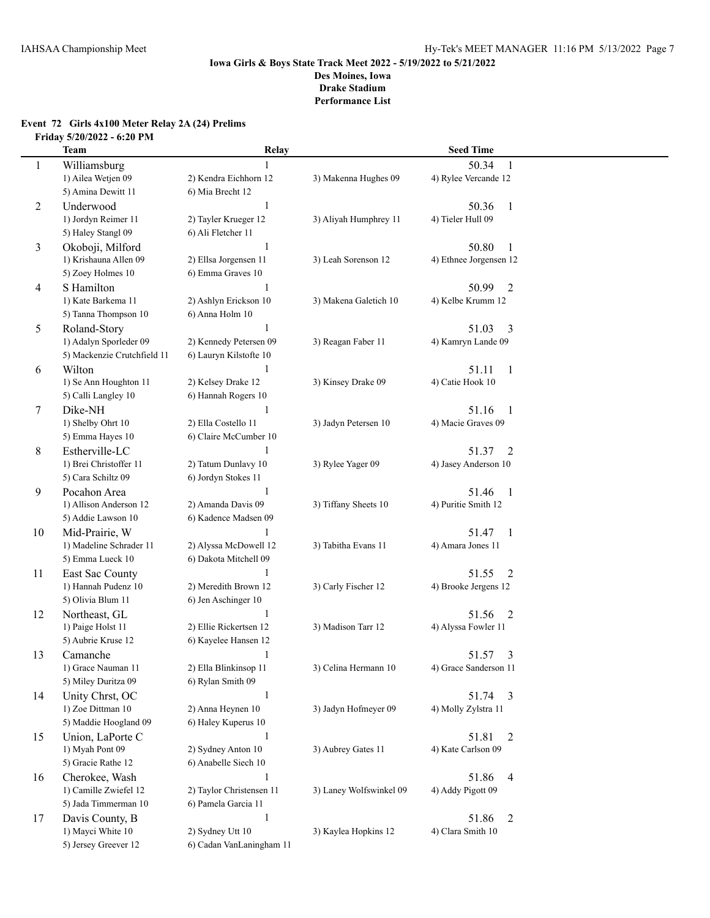**Iowa Girls & Boys State Track Meet 2022 - 5/19/2022 to 5/21/2022**
**Des Moines, Iowa**
**Drake Stadium**
**Performance List**

### Event 72 Girls 4x100 Meter Relay 2A (24) Prelims

**Friday 5/20/2022 - 6:20 PM**

| | Team | Relay | | Seed Time |
|---|---|---|---|---|
| 1 | Williamsburg | 1 | | 50.34 1 |
| | 1) Ailea Wetjen 09 | 2) Kendra Eichhorn 12 | 3) Makenna Hughes 09 | 4) Rylee Vercande 12 |
| | 5) Amina Dewitt 11 | 6) Mia Brecht 12 | | |
| 2 | Underwood | 1 | | 50.36 1 |
| | 1) Jordyn Reimer 11 | 2) Tayler Krueger 12 | 3) Aliyah Humphrey 11 | 4) Tieler Hull 09 |
| | 5) Haley Stangl 09 | 6) Ali Fletcher 11 | | |
| 3 | Okoboji, Milford | 1 | | 50.80 1 |
| | 1) Krishauna Allen 09 | 2) Ellsa Jorgensen 11 | 3) Leah Sorenson 12 | 4) Ethnee Jorgensen 12 |
| | 5) Zoey Holmes 10 | 6) Emma Graves 10 | | |
| 4 | S Hamilton | 1 | | 50.99 2 |
| | 1) Kate Barkema 11 | 2) Ashlyn Erickson 10 | 3) Makena Galetich 10 | 4) Kelbe Krumm 12 |
| | 5) Tanna Thompson 10 | 6) Anna Holm 10 | | |
| 5 | Roland-Story | 1 | | 51.03 3 |
| | 1) Adalyn Sporleder 09 | 2) Kennedy Petersen 09 | 3) Reagan Faber 11 | 4) Kamryn Lande 09 |
| | 5) Mackenzie Crutchfield 11 | 6) Lauryn Kilstofte 10 | | |
| 6 | Wilton | 1 | | 51.11 1 |
| | 1) Se Ann Houghton 11 | 2) Kelsey Drake 12 | 3) Kinsey Drake 09 | 4) Catie Hook 10 |
| | 5) Calli Langley 10 | 6) Hannah Rogers 10 | | |
| 7 | Dike-NH | 1 | | 51.16 1 |
| | 1) Shelby Ohrt 10 | 2) Ella Costello 11 | 3) Jadyn Petersen 10 | 4) Macie Graves 09 |
| | 5) Emma Hayes 10 | 6) Claire McCumber 10 | | |
| 8 | Estherville-LC | 1 | | 51.37 2 |
| | 1) Brei Christoffer 11 | 2) Tatum Dunlavy 10 | 3) Rylee Yager 09 | 4) Jasey Anderson 10 |
| | 5) Cara Schiltz 09 | 6) Jordyn Stokes 11 | | |
| 9 | Pocahon Area | 1 | | 51.46 1 |
| | 1) Allison Anderson 12 | 2) Amanda Davis 09 | 3) Tiffany Sheets 10 | 4) Puritie Smith 12 |
| | 5) Addie Lawson 10 | 6) Kadence Madsen 09 | | |
| 10 | Mid-Prairie, W | 1 | | 51.47 1 |
| | 1) Madeline Schrader 11 | 2) Alyssa McDowell 12 | 3) Tabitha Evans 11 | 4) Amara Jones 11 |
| | 5) Emma Lueck 10 | 6) Dakota Mitchell 09 | | |
| 11 | East Sac County | 1 | | 51.55 2 |
| | 1) Hannah Pudenz 10 | 2) Meredith Brown 12 | 3) Carly Fischer 12 | 4) Brooke Jergens 12 |
| | 5) Olivia Blum 11 | 6) Jen Aschinger 10 | | |
| 12 | Northeast, GL | 1 | | 51.56 2 |
| | 1) Paige Holst 11 | 2) Ellie Rickertsen 12 | 3) Madison Tarr 12 | 4) Alyssa Fowler 11 |
| | 5) Aubrie Kruse 12 | 6) Kayelee Hansen 12 | | |
| 13 | Camanche | 1 | | 51.57 3 |
| | 1) Grace Nauman 11 | 2) Ella Blinkinsop 11 | 3) Celina Hermann 10 | 4) Grace Sanderson 11 |
| | 5) Miley Duritza 09 | 6) Rylan Smith 09 | | |
| 14 | Unity Chrst, OC | 1 | | 51.74 3 |
| | 1) Zoe Dittman 10 | 2) Anna Heynen 10 | 3) Jadyn Hofmeyer 09 | 4) Molly Zylstra 11 |
| | 5) Maddie Hoogland 09 | 6) Haley Kuperus 10 | | |
| 15 | Union, LaPorte C | 1 | | 51.81 2 |
| | 1) Myah Pont 09 | 2) Sydney Anton 10 | 3) Aubrey Gates 11 | 4) Kate Carlson 09 |
| | 5) Gracie Rathe 12 | 6) Anabelle Siech 10 | | |
| 16 | Cherokee, Wash | 1 | | 51.86 4 |
| | 1) Camille Zwiefel 12 | 2) Taylor Christensen 11 | 3) Laney Wolfswinkel 09 | 4) Addy Pigott 09 |
| | 5) Jada Timmerman 10 | 6) Pamela Garcia 11 | | |
| 17 | Davis County, B | 1 | | 51.86 2 |
| | 1) Mayci White 10 | 2) Sydney Utt 10 | 3) Kaylea Hopkins 12 | 4) Clara Smith 10 |
| | 5) Jersey Greever 12 | 6) Cadan VanLaningham 11 | | |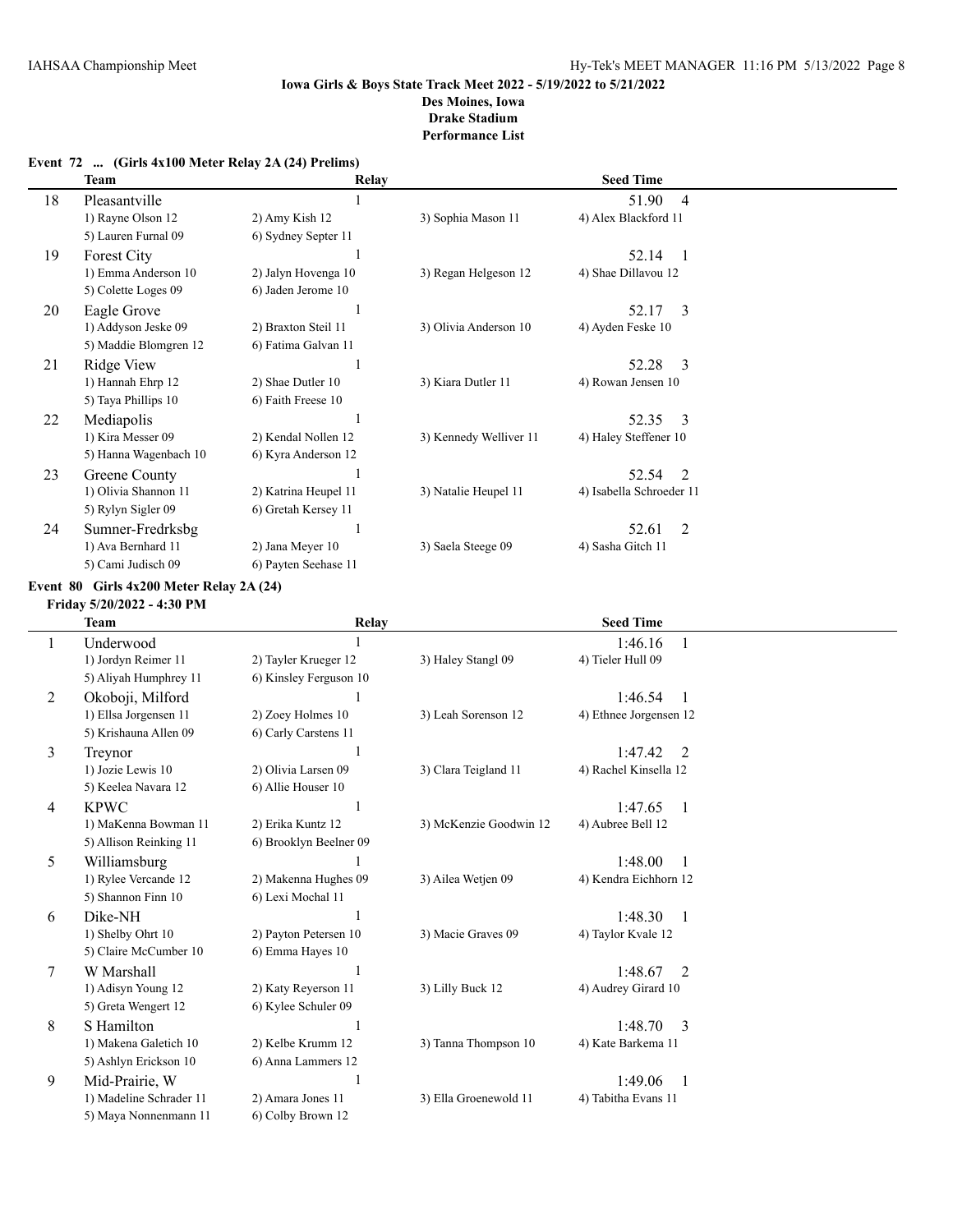# Iowa Girls & Boys State Track Meet 2022 - 5/19/2022 to 5/21/2022

**Des Moines, Iowa**
**Drake Stadium**
**Performance List**

## Event 72 ... (Girls 4x100 Meter Relay 2A (24) Prelims)

| | Team | Relay | | Seed Time |
|---|---|---|---|---|
| 18 | Pleasantville | 1 | | 51.90 4 |
| | 1) Rayne Olson 12 | 2) Amy Kish 12 | 3) Sophia Mason 11 | 4) Alex Blackford 11 |
| | 5) Lauren Furnal 09 | 6) Sydney Septer 11 | | |
| 19 | Forest City | 1 | | 52.14 1 |
| | 1) Emma Anderson 10 | 2) Jalyn Hovenga 10 | 3) Regan Helgeson 12 | 4) Shae Dillavou 12 |
| | 5) Colette Loges 09 | 6) Jaden Jerome 10 | | |
| 20 | Eagle Grove | 1 | | 52.17 3 |
| | 1) Addyson Jeske 09 | 2) Braxton Steil 11 | 3) Olivia Anderson 10 | 4) Ayden Feske 10 |
| | 5) Maddie Blomgren 12 | 6) Fatima Galvan 11 | | |
| 21 | Ridge View | 1 | | 52.28 3 |
| | 1) Hannah Ehrp 12 | 2) Shae Dutler 10 | 3) Kiara Dutler 11 | 4) Rowan Jensen 10 |
| | 5) Taya Phillips 10 | 6) Faith Freese 10 | | |
| 22 | Mediapolis | 1 | | 52.35 3 |
| | 1) Kira Messer 09 | 2) Kendal Nollen 12 | 3) Kennedy Welliver 11 | 4) Haley Steffener 10 |
| | 5) Hanna Wagenbach 10 | 6) Kyra Anderson 12 | | |
| 23 | Greene County | 1 | | 52.54 2 |
| | 1) Olivia Shannon 11 | 2) Katrina Heupel 11 | 3) Natalie Heupel 11 | 4) Isabella Schroeder 11 |
| | 5) Rylyn Sigler 09 | 6) Gretah Kersey 11 | | |
| 24 | Sumner-Fredrksbg | 1 | | 52.61 2 |
| | 1) Ava Bernhard 11 | 2) Jana Meyer 10 | 3) Saela Steege 09 | 4) Sasha Gitch 11 |
| | 5) Cami Judisch 09 | 6) Payten Seehase 11 | | |

## Event 80 Girls 4x200 Meter Relay 2A (24)

**Friday 5/20/2022 - 4:30 PM**

| | Team | Relay | | Seed Time |
|---|---|---|---|---|
| 1 | Underwood | 1 | | 1:46.16 1 |
| | 1) Jordyn Reimer 11 | 2) Tayler Krueger 12 | 3) Haley Stangl 09 | 4) Tieler Hull 09 |
| | 5) Aliyah Humphrey 11 | 6) Kinsley Ferguson 10 | | |
| 2 | Okoboji, Milford | 1 | | 1:46.54 1 |
| | 1) Ellsa Jorgensen 11 | 2) Zoey Holmes 10 | 3) Leah Sorenson 12 | 4) Ethnee Jorgensen 12 |
| | 5) Krishauna Allen 09 | 6) Carly Carstens 11 | | |
| 3 | Treynor | 1 | | 1:47.42 2 |
| | 1) Jozie Lewis 10 | 2) Olivia Larsen 09 | 3) Clara Teigland 11 | 4) Rachel Kinsella 12 |
| | 5) Keelea Navara 12 | 6) Allie Houser 10 | | |
| 4 | KPWC | 1 | | 1:47.65 1 |
| | 1) MaKenna Bowman 11 | 2) Erika Kuntz 12 | 3) McKenzie Goodwin 12 | 4) Aubree Bell 12 |
| | 5) Allison Reinking 11 | 6) Brooklyn Beelner 09 | | |
| 5 | Williamsburg | 1 | | 1:48.00 1 |
| | 1) Rylee Vercande 12 | 2) Makenna Hughes 09 | 3) Ailea Wetjen 09 | 4) Kendra Eichhorn 12 |
| | 5) Shannon Finn 10 | 6) Lexi Mochal 11 | | |
| 6 | Dike-NH | 1 | | 1:48.30 1 |
| | 1) Shelby Ohrt 10 | 2) Payton Petersen 10 | 3) Macie Graves 09 | 4) Taylor Kvale 12 |
| | 5) Claire McCumber 10 | 6) Emma Hayes 10 | | |
| 7 | W Marshall | 1 | | 1:48.67 2 |
| | 1) Adisyn Young 12 | 2) Katy Reyerson 11 | 3) Lilly Buck 12 | 4) Audrey Girard 10 |
| | 5) Greta Wengert 12 | 6) Kylee Schuler 09 | | |
| 8 | S Hamilton | 1 | | 1:48.70 3 |
| | 1) Makena Galetich 10 | 2) Kelbe Krumm 12 | 3) Tanna Thompson 10 | 4) Kate Barkema 11 |
| | 5) Ashlyn Erickson 10 | 6) Anna Lammers 12 | | |
| 9 | Mid-Prairie, W | 1 | | 1:49.06 1 |
| | 1) Madeline Schrader 11 | 2) Amara Jones 11 | 3) Ella Groenewold 11 | 4) Tabitha Evans 11 |
| | 5) Maya Nonnenmann 11 | 6) Colby Brown 12 | | |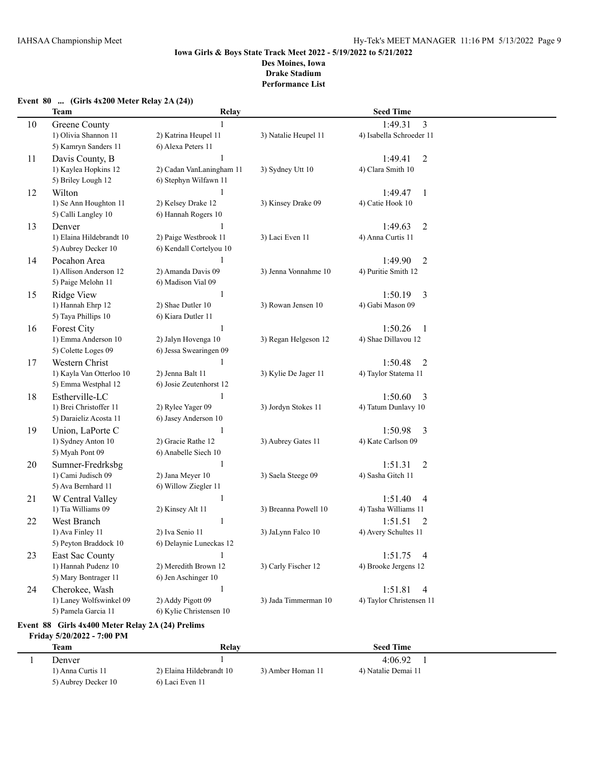**Iowa Girls & Boys State Track Meet 2022 - 5/19/2022 to 5/21/2022**
**Des Moines, Iowa**
**Drake Stadium**
**Performance List**

### Event 80 ... (Girls 4x200 Meter Relay 2A (24))

| | Team | Relay | | Seed Time |
|---|---|---|---|---|
| 10 | Greene County | 1 | | 1:49.31 3 |
| | 1) Olivia Shannon 11 | 2) Katrina Heupel 11 | 3) Natalie Heupel 11 | 4) Isabella Schroeder 11 |
| | 5) Kamryn Sanders 11 | 6) Alexa Peters 11 | | |
| 11 | Davis County, B | 1 | | 1:49.41 2 |
| | 1) Kaylea Hopkins 12 | 2) Cadan VanLaningham 11 | 3) Sydney Utt 10 | 4) Clara Smith 10 |
| | 5) Briley Lough 12 | 6) Stephyn Wilfawn 11 | | |
| 12 | Wilton | 1 | | 1:49.47 1 |
| | 1) Se Ann Houghton 11 | 2) Kelsey Drake 12 | 3) Kinsey Drake 09 | 4) Catie Hook 10 |
| | 5) Calli Langley 10 | 6) Hannah Rogers 10 | | |
| 13 | Denver | 1 | | 1:49.63 2 |
| | 1) Elaina Hildebrandt 10 | 2) Paige Westbrook 11 | 3) Laci Even 11 | 4) Anna Curtis 11 |
| | 5) Aubrey Decker 10 | 6) Kendall Cortelyou 10 | | |
| 14 | Pocahon Area | 1 | | 1:49.90 2 |
| | 1) Allison Anderson 12 | 2) Amanda Davis 09 | 3) Jenna Vonnahme 10 | 4) Puritie Smith 12 |
| | 5) Paige Melohn 11 | 6) Madison Vial 09 | | |
| 15 | Ridge View | 1 | | 1:50.19 3 |
| | 1) Hannah Ehrp 12 | 2) Shae Dutler 10 | 3) Rowan Jensen 10 | 4) Gabi Mason 09 |
| | 5) Taya Phillips 10 | 6) Kiara Dutler 11 | | |
| 16 | Forest City | 1 | | 1:50.26 1 |
| | 1) Emma Anderson 10 | 2) Jalyn Hovenga 10 | 3) Regan Helgeson 12 | 4) Shae Dillavou 12 |
| | 5) Colette Loges 09 | 6) Jessa Swearingen 09 | | |
| 17 | Western Christ | 1 | | 1:50.48 2 |
| | 1) Kayla Van Otterloo 10 | 2) Jenna Balt 11 | 3) Kylie De Jager 11 | 4) Taylor Statema 11 |
| | 5) Emma Westphal 12 | 6) Josie Zeutenhorst 12 | | |
| 18 | Estherville-LC | 1 | | 1:50.60 3 |
| | 1) Brei Christoffer 11 | 2) Rylee Yager 09 | 3) Jordyn Stokes 11 | 4) Tatum Dunlavy 10 |
| | 5) Daraieliz Acosta 11 | 6) Jasey Anderson 10 | | |
| 19 | Union, LaPorte C | 1 | | 1:50.98 3 |
| | 1) Sydney Anton 10 | 2) Gracie Rathe 12 | 3) Aubrey Gates 11 | 4) Kate Carlson 09 |
| | 5) Myah Pont 09 | 6) Anabelle Siech 10 | | |
| 20 | Sumner-Fredrksbg | 1 | | 1:51.31 2 |
| | 1) Cami Judisch 09 | 2) Jana Meyer 10 | 3) Saela Steege 09 | 4) Sasha Gitch 11 |
| | 5) Ava Bernhard 11 | 6) Willow Ziegler 11 | | |
| 21 | W Central Valley | 1 | | 1:51.40 4 |
| | 1) Tia Williams 09 | 2) Kinsey Alt 11 | 3) Breanna Powell 10 | 4) Tasha Williams 11 |
| 22 | West Branch | 1 | | 1:51.51 2 |
| | 1) Ava Finley 11 | 2) Iva Senio 11 | 3) JaLynn Falco 10 | 4) Avery Schultes 11 |
| | 5) Peyton Braddock 10 | 6) Delaynie Luneckas 12 | | |
| 23 | East Sac County | 1 | | 1:51.75 4 |
| | 1) Hannah Pudenz 10 | 2) Meredith Brown 12 | 3) Carly Fischer 12 | 4) Brooke Jergens 12 |
| | 5) Mary Bontrager 11 | 6) Jen Aschinger 10 | | |
| 24 | Cherokee, Wash | 1 | | 1:51.81 4 |
| | 1) Laney Wolfswinkel 09 | 2) Addy Pigott 09 | 3) Jada Timmerman 10 | 4) Taylor Christensen 11 |
| | 5) Pamela Garcia 11 | 6) Kylie Christensen 10 | | |

### Event 88 Girls 4x400 Meter Relay 2A (24) Prelims

**Friday 5/20/2022 - 7:00 PM**

| | Team | Relay | | Seed Time |
|---|---|---|---|---|
| 1 | Denver | 1 | | 4:06.92 1 |
| | 1) Anna Curtis 11 | 2) Elaina Hildebrandt 10 | 3) Amber Homan 11 | 4) Natalie Demai 11 |
| | 5) Aubrey Decker 10 | 6) Laci Even 11 | | |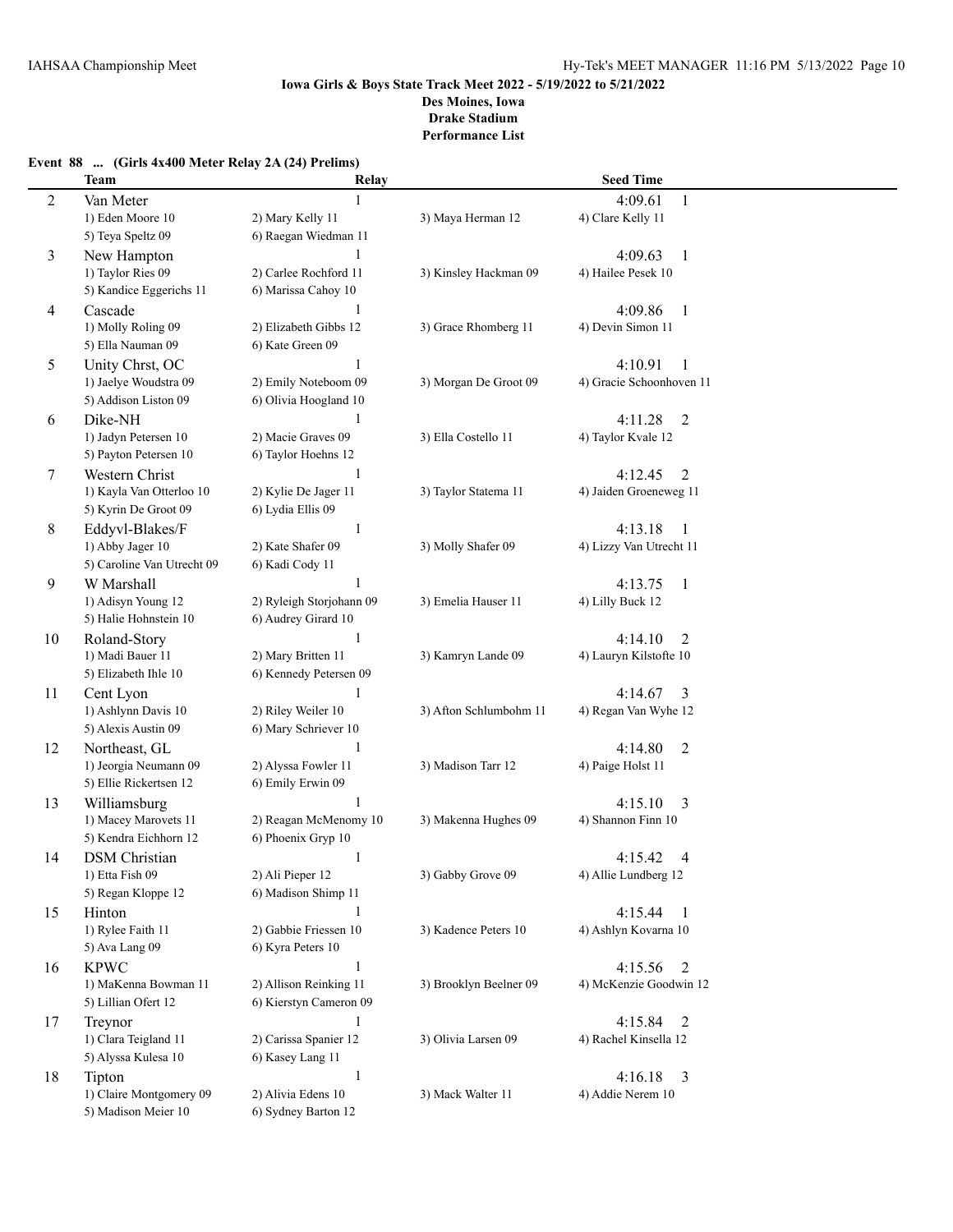**Iowa Girls & Boys State Track Meet 2022 - 5/19/2022 to 5/21/2022**
**Des Moines, Iowa**
**Drake Stadium**
**Performance List**

**Event 88 ... (Girls 4x400 Meter Relay 2A (24) Prelims)**

| | Team | Relay | | Seed Time |
|---|---|---|---|---|
| 2 | Van Meter | 1 | | 4:09.61 1 |
| | 1) Eden Moore 10 | 2) Mary Kelly 11 | 3) Maya Herman 12 | 4) Clare Kelly 11 |
| | 5) Teya Speltz 09 | 6) Raegan Wiedman 11 | | |
| 3 | New Hampton | 1 | | 4:09.63 1 |
| | 1) Taylor Ries 09 | 2) Carlee Rochford 11 | 3) Kinsley Hackman 09 | 4) Hailee Pesek 10 |
| | 5) Kandice Eggerichs 11 | 6) Marissa Cahoy 10 | | |
| 4 | Cascade | 1 | | 4:09.86 1 |
| | 1) Molly Roling 09 | 2) Elizabeth Gibbs 12 | 3) Grace Rhomberg 11 | 4) Devin Simon 11 |
| | 5) Ella Nauman 09 | 6) Kate Green 09 | | |
| 5 | Unity Chrst, OC | 1 | | 4:10.91 1 |
| | 1) Jaelye Woudstra 09 | 2) Emily Noteboom 09 | 3) Morgan De Groot 09 | 4) Gracie Schoonhoven 11 |
| | 5) Addison Liston 09 | 6) Olivia Hoogland 10 | | |
| 6 | Dike-NH | 1 | | 4:11.28 2 |
| | 1) Jadyn Petersen 10 | 2) Macie Graves 09 | 3) Ella Costello 11 | 4) Taylor Kvale 12 |
| | 5) Payton Petersen 10 | 6) Taylor Hoehns 12 | | |
| 7 | Western Christ | 1 | | 4:12.45 2 |
| | 1) Kayla Van Otterloo 10 | 2) Kylie De Jager 11 | 3) Taylor Statema 11 | 4) Jaiden Groeneweg 11 |
| | 5) Kyrin De Groot 09 | 6) Lydia Ellis 09 | | |
| 8 | Eddyvl-Blakes/F | 1 | | 4:13.18 1 |
| | 1) Abby Jager 10 | 2) Kate Shafer 09 | 3) Molly Shafer 09 | 4) Lizzy Van Utrecht 11 |
| | 5) Caroline Van Utrecht 09 | 6) Kadi Cody 11 | | |
| 9 | W Marshall | 1 | | 4:13.75 1 |
| | 1) Adisyn Young 12 | 2) Ryleigh Storjohann 09 | 3) Emelia Hauser 11 | 4) Lilly Buck 12 |
| | 5) Halie Hohnstein 10 | 6) Audrey Girard 10 | | |
| 10 | Roland-Story | 1 | | 4:14.10 2 |
| | 1) Madi Bauer 11 | 2) Mary Britten 11 | 3) Kamryn Lande 09 | 4) Lauryn Kilstofte 10 |
| | 5) Elizabeth Ihle 10 | 6) Kennedy Petersen 09 | | |
| 11 | Cent Lyon | 1 | | 4:14.67 3 |
| | 1) Ashlynn Davis 10 | 2) Riley Weiler 10 | 3) Afton Schlumbohm 11 | 4) Regan Van Wyhe 12 |
| | 5) Alexis Austin 09 | 6) Mary Schriever 10 | | |
| 12 | Northeast, GL | 1 | | 4:14.80 2 |
| | 1) Jeorgia Neumann 09 | 2) Alyssa Fowler 11 | 3) Madison Tarr 12 | 4) Paige Holst 11 |
| | 5) Ellie Rickertsen 12 | 6) Emily Erwin 09 | | |
| 13 | Williamsburg | 1 | | 4:15.10 3 |
| | 1) Macey Marovets 11 | 2) Reagan McMenomy 10 | 3) Makenna Hughes 09 | 4) Shannon Finn 10 |
| | 5) Kendra Eichhorn 12 | 6) Phoenix Gryp 10 | | |
| 14 | DSM Christian | 1 | | 4:15.42 4 |
| | 1) Etta Fish 09 | 2) Ali Pieper 12 | 3) Gabby Grove 09 | 4) Allie Lundberg 12 |
| | 5) Regan Kloppe 12 | 6) Madison Shimp 11 | | |
| 15 | Hinton | 1 | | 4:15.44 1 |
| | 1) Rylee Faith 11 | 2) Gabbie Friessen 10 | 3) Kadence Peters 10 | 4) Ashlyn Kovarna 10 |
| | 5) Ava Lang 09 | 6) Kyra Peters 10 | | |
| 16 | KPWC | 1 | | 4:15.56 2 |
| | 1) MaKenna Bowman 11 | 2) Allison Reinking 11 | 3) Brooklyn Beelner 09 | 4) McKenzie Goodwin 12 |
| | 5) Lillian Ofert 12 | 6) Kierstyn Cameron 09 | | |
| 17 | Treynor | 1 | | 4:15.84 2 |
| | 1) Clara Teigland 11 | 2) Carissa Spanier 12 | 3) Olivia Larsen 09 | 4) Rachel Kinsella 12 |
| | 5) Alyssa Kulesa 10 | 6) Kasey Lang 11 | | |
| 18 | Tipton | 1 | | 4:16.18 3 |
| | 1) Claire Montgomery 09 | 2) Alivia Edens 10 | 3) Mack Walter 11 | 4) Addie Nerem 10 |
| | 5) Madison Meier 10 | 6) Sydney Barton 12 | | |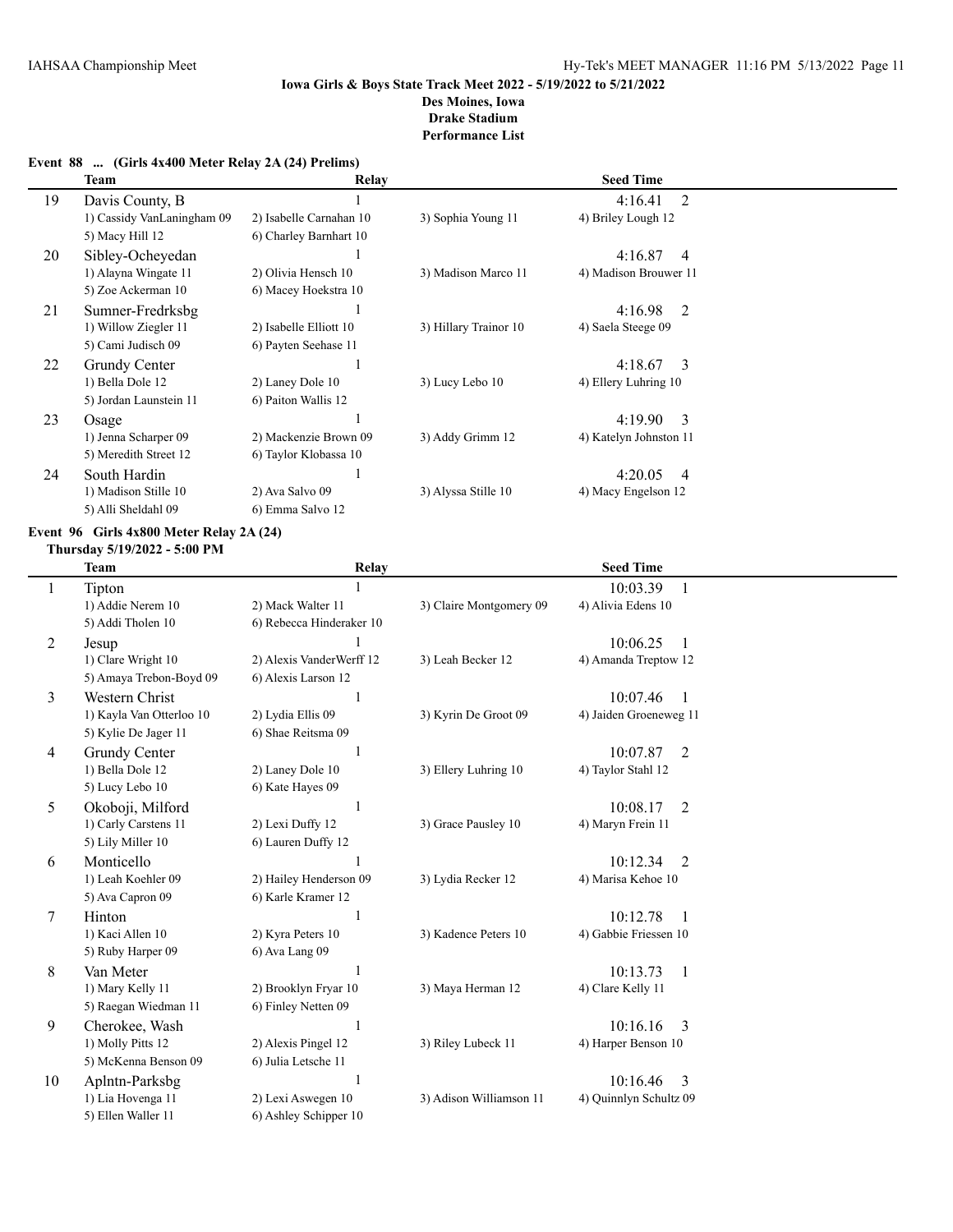**Iowa Girls & Boys State Track Meet 2022 - 5/19/2022 to 5/21/2022**
**Des Moines, Iowa**
**Drake Stadium**
**Performance List**

### Event 88 ... (Girls 4x400 Meter Relay 2A (24) Prelims)

| | Team | Relay | | Seed Time |
|---|---|---|---|---|
| 19 | Davis County, B | 1 | | 4:16.41 2 |
| | 1) Cassidy VanLaningham 09 | 2) Isabelle Carnahan 10 | 3) Sophia Young 11 | 4) Briley Lough 12 |
| | 5) Macy Hill 12 | 6) Charley Barnhart 10 | | |
| 20 | Sibley-Ocheyedan | 1 | | 4:16.87 4 |
| | 1) Alayna Wingate 11 | 2) Olivia Hensch 10 | 3) Madison Marco 11 | 4) Madison Brouwer 11 |
| | 5) Zoe Ackerman 10 | 6) Macey Hoekstra 10 | | |
| 21 | Sumner-Fredrksbg | 1 | | 4:16.98 2 |
| | 1) Willow Ziegler 11 | 2) Isabelle Elliott 10 | 3) Hillary Trainor 10 | 4) Saela Steege 09 |
| | 5) Cami Judisch 09 | 6) Payten Seehase 11 | | |
| 22 | Grundy Center | 1 | | 4:18.67 3 |
| | 1) Bella Dole 12 | 2) Laney Dole 10 | 3) Lucy Lebo 10 | 4) Ellery Luhring 10 |
| | 5) Jordan Launstein 11 | 6) Paiton Wallis 12 | | |
| 23 | Osage | 1 | | 4:19.90 3 |
| | 1) Jenna Scharper 09 | 2) Mackenzie Brown 09 | 3) Addy Grimm 12 | 4) Katelyn Johnston 11 |
| | 5) Meredith Street 12 | 6) Taylor Klobassa 10 | | |
| 24 | South Hardin | 1 | | 4:20.05 4 |
| | 1) Madison Stille 10 | 2) Ava Salvo 09 | 3) Alyssa Stille 10 | 4) Macy Engelson 12 |
| | 5) Alli Sheldahl 09 | 6) Emma Salvo 12 | | |

### Event 96 Girls 4x800 Meter Relay 2A (24)

**Thursday 5/19/2022 - 5:00 PM**

| | Team | Relay | | Seed Time |
|---|---|---|---|---|
| 1 | Tipton | 1 | | 10:03.39 1 |
| | 1) Addie Nerem 10 | 2) Mack Walter 11 | 3) Claire Montgomery 09 | 4) Alivia Edens 10 |
| | 5) Addi Tholen 10 | 6) Rebecca Hinderaker 10 | | |
| 2 | Jesup | 1 | | 10:06.25 1 |
| | 1) Clare Wright 10 | 2) Alexis VanderWerff 12 | 3) Leah Becker 12 | 4) Amanda Treptow 12 |
| | 5) Amaya Trebon-Boyd 09 | 6) Alexis Larson 12 | | |
| 3 | Western Christ | 1 | | 10:07.46 1 |
| | 1) Kayla Van Otterloo 10 | 2) Lydia Ellis 09 | 3) Kyrin De Groot 09 | 4) Jaiden Groeneweg 11 |
| | 5) Kylie De Jager 11 | 6) Shae Reitsma 09 | | |
| 4 | Grundy Center | 1 | | 10:07.87 2 |
| | 1) Bella Dole 12 | 2) Laney Dole 10 | 3) Ellery Luhring 10 | 4) Taylor Stahl 12 |
| | 5) Lucy Lebo 10 | 6) Kate Hayes 09 | | |
| 5 | Okoboji, Milford | 1 | | 10:08.17 2 |
| | 1) Carly Carstens 11 | 2) Lexi Duffy 12 | 3) Grace Pausley 10 | 4) Maryn Frein 11 |
| | 5) Lily Miller 10 | 6) Lauren Duffy 12 | | |
| 6 | Monticello | 1 | | 10:12.34 2 |
| | 1) Leah Koehler 09 | 2) Hailey Henderson 09 | 3) Lydia Recker 12 | 4) Marisa Kehoe 10 |
| | 5) Ava Capron 09 | 6) Karle Kramer 12 | | |
| 7 | Hinton | 1 | | 10:12.78 1 |
| | 1) Kaci Allen 10 | 2) Kyra Peters 10 | 3) Kadence Peters 10 | 4) Gabbie Friessen 10 |
| | 5) Ruby Harper 09 | 6) Ava Lang 09 | | |
| 8 | Van Meter | 1 | | 10:13.73 1 |
| | 1) Mary Kelly 11 | 2) Brooklyn Fryar 10 | 3) Maya Herman 12 | 4) Clare Kelly 11 |
| | 5) Raegan Wiedman 11 | 6) Finley Netten 09 | | |
| 9 | Cherokee, Wash | 1 | | 10:16.16 3 |
| | 1) Molly Pitts 12 | 2) Alexis Pingel 12 | 3) Riley Lubeck 11 | 4) Harper Benson 10 |
| | 5) McKenna Benson 09 | 6) Julia Letsche 11 | | |
| 10 | Aplntn-Parksbg | 1 | | 10:16.46 3 |
| | 1) Lia Hovenga 11 | 2) Lexi Aswegen 10 | 3) Adison Williamson 11 | 4) Quinnlyn Schultz 09 |
| | 5) Ellen Waller 11 | 6) Ashley Schipper 10 | | |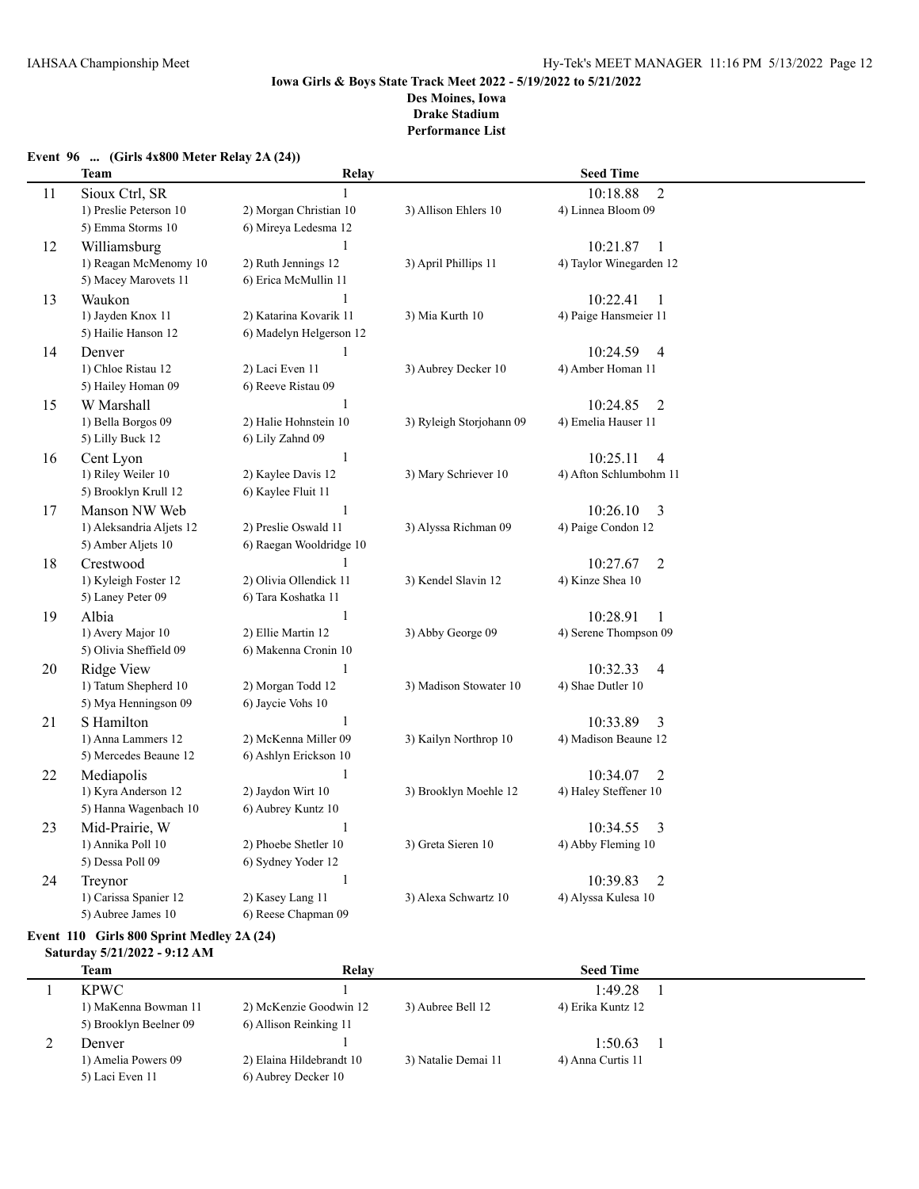**Iowa Girls & Boys State Track Meet 2022 - 5/19/2022 to 5/21/2022**
**Des Moines, Iowa**
**Drake Stadium**
**Performance List**

### Event 96 ... (Girls 4x800 Meter Relay 2A (24))

| | Team | Relay | | Seed Time |
|---|---|---|---|---|
| 11 | Sioux Ctrl, SR | 1 | | 10:18.88 2 |
| | 1) Preslie Peterson 10 | 2) Morgan Christian 10 | 3) Allison Ehlers 10 | 4) Linnea Bloom 09 |
| | 5) Emma Storms 10 | 6) Mireya Ledesma 12 | | |
| 12 | Williamsburg | 1 | | 10:21.87 1 |
| | 1) Reagan McMenomy 10 | 2) Ruth Jennings 12 | 3) April Phillips 11 | 4) Taylor Winegarden 12 |
| | 5) Macey Marovets 11 | 6) Erica McMullin 11 | | |
| 13 | Waukon | 1 | | 10:22.41 1 |
| | 1) Jayden Knox 11 | 2) Katarina Kovarik 11 | 3) Mia Kurth 10 | 4) Paige Hansmeier 11 |
| | 5) Hailie Hanson 12 | 6) Madelyn Helgerson 12 | | |
| 14 | Denver | 1 | | 10:24.59 4 |
| | 1) Chloe Ristau 12 | 2) Laci Even 11 | 3) Aubrey Decker 10 | 4) Amber Homan 11 |
| | 5) Hailey Homan 09 | 6) Reeve Ristau 09 | | |
| 15 | W Marshall | 1 | | 10:24.85 2 |
| | 1) Bella Borgos 09 | 2) Halie Hohnstein 10 | 3) Ryleigh Storjohann 09 | 4) Emelia Hauser 11 |
| | 5) Lilly Buck 12 | 6) Lily Zahnd 09 | | |
| 16 | Cent Lyon | 1 | | 10:25.11 4 |
| | 1) Riley Weiler 10 | 2) Kaylee Davis 12 | 3) Mary Schriever 10 | 4) Afton Schlumbohm 11 |
| | 5) Brooklyn Krull 12 | 6) Kaylee Fluit 11 | | |
| 17 | Manson NW Web | 1 | | 10:26.10 3 |
| | 1) Aleksandria Aljets 12 | 2) Preslie Oswald 11 | 3) Alyssa Richman 09 | 4) Paige Condon 12 |
| | 5) Amber Aljets 10 | 6) Raegan Wooldridge 10 | | |
| 18 | Crestwood | 1 | | 10:27.67 2 |
| | 1) Kyleigh Foster 12 | 2) Olivia Ollendick 11 | 3) Kendel Slavin 12 | 4) Kinze Shea 10 |
| | 5) Laney Peter 09 | 6) Tara Koshatka 11 | | |
| 19 | Albia | 1 | | 10:28.91 1 |
| | 1) Avery Major 10 | 2) Ellie Martin 12 | 3) Abby George 09 | 4) Serene Thompson 09 |
| | 5) Olivia Sheffield 09 | 6) Makenna Cronin 10 | | |
| 20 | Ridge View | 1 | | 10:32.33 4 |
| | 1) Tatum Shepherd 10 | 2) Morgan Todd 12 | 3) Madison Stowater 10 | 4) Shae Dutler 10 |
| | 5) Mya Henningson 09 | 6) Jaycie Vohs 10 | | |
| 21 | S Hamilton | 1 | | 10:33.89 3 |
| | 1) Anna Lammers 12 | 2) McKenna Miller 09 | 3) Kailyn Northrop 10 | 4) Madison Beaune 12 |
| | 5) Mercedes Beaune 12 | 6) Ashlyn Erickson 10 | | |
| 22 | Mediapolis | 1 | | 10:34.07 2 |
| | 1) Kyra Anderson 12 | 2) Jaydon Wirt 10 | 3) Brooklyn Moehle 12 | 4) Haley Steffener 10 |
| | 5) Hanna Wagenbach 10 | 6) Aubrey Kuntz 10 | | |
| 23 | Mid-Prairie, W | 1 | | 10:34.55 3 |
| | 1) Annika Poll 10 | 2) Phoebe Shetler 10 | 3) Greta Sieren 10 | 4) Abby Fleming 10 |
| | 5) Dessa Poll 09 | 6) Sydney Yoder 12 | | |
| 24 | Treynor | 1 | | 10:39.83 2 |
| | 1) Carissa Spanier 12 | 2) Kasey Lang 11 | 3) Alexa Schwartz 10 | 4) Alyssa Kulesa 10 |
| | 5) Aubree James 10 | 6) Reese Chapman 09 | | |

### Event 110 Girls 800 Sprint Medley 2A (24)

**Saturday 5/21/2022 - 9:12 AM**

| | Team | Relay | | Seed Time |
|---|---|---|---|---|
| 1 | KPWC | 1 | | 1:49.28 1 |
| | 1) MaKenna Bowman 11 | 2) McKenzie Goodwin 12 | 3) Aubree Bell 12 | 4) Erika Kuntz 12 |
| | 5) Brooklyn Beelner 09 | 6) Allison Reinking 11 | | |
| 2 | Denver | 1 | | 1:50.63 1 |
| | 1) Amelia Powers 09 | 2) Elaina Hildebrandt 10 | 3) Natalie Demai 11 | 4) Anna Curtis 11 |
| | 5) Laci Even 11 | 6) Aubrey Decker 10 | | |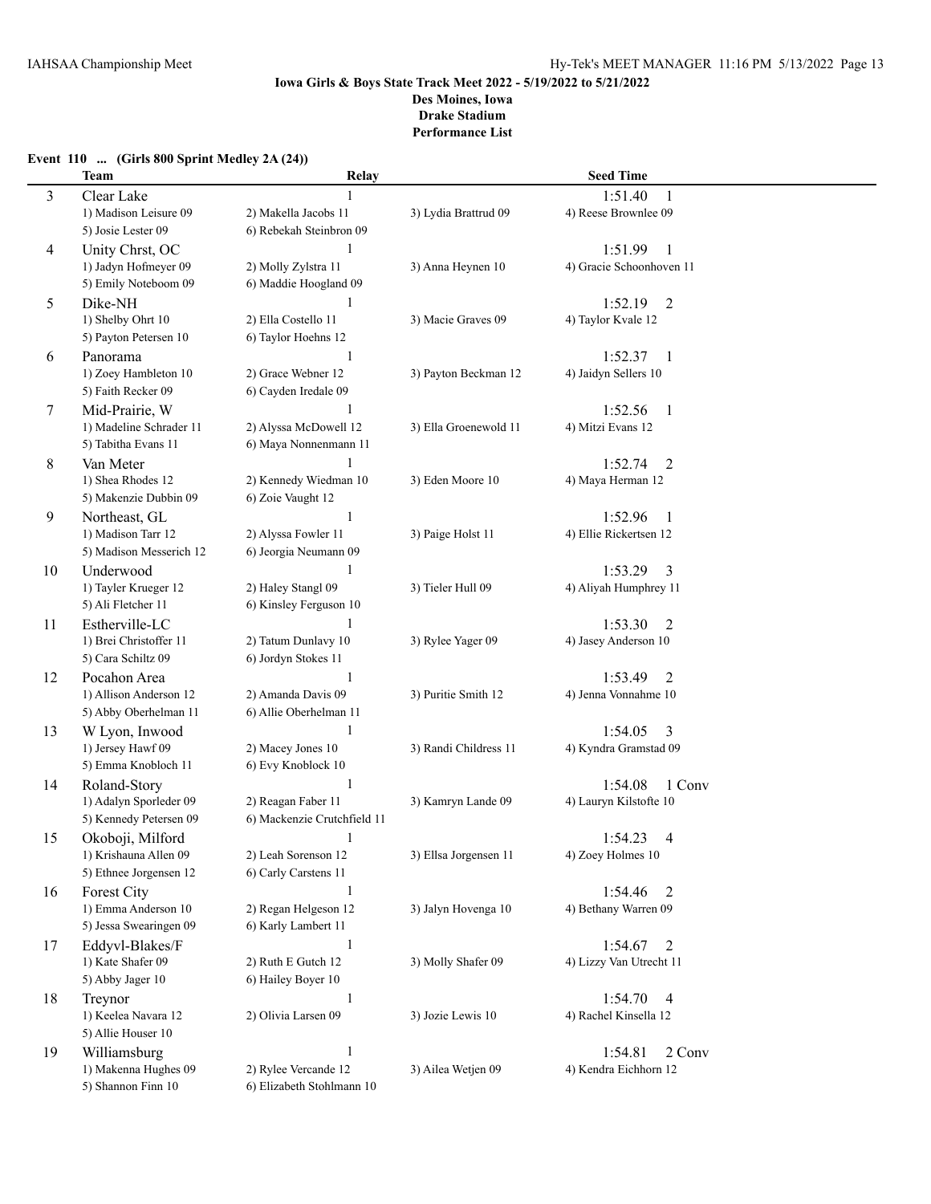**Iowa Girls & Boys State Track Meet 2022 - 5/19/2022 to 5/21/2022**

**Des Moines, Iowa**

**Drake Stadium**

**Performance List**

### Event 110 ... (Girls 800 Sprint Medley 2A (24))

| | Team | Relay | | Seed Time |
|---|---|---|---|---|
| 3 | Clear Lake | 1 | | 1:51.40 1 |
| | 1) Madison Leisure 09 | 2) Makella Jacobs 11 | 3) Lydia Brattrud 09 | 4) Reese Brownlee 09 |
| | 5) Josie Lester 09 | 6) Rebekah Steinbron 09 | | |
| 4 | Unity Chrst, OC | 1 | | 1:51.99 1 |
| | 1) Jadyn Hofmeyer 09 | 2) Molly Zylstra 11 | 3) Anna Heynen 10 | 4) Gracie Schoonhoven 11 |
| | 5) Emily Noteboom 09 | 6) Maddie Hoogland 09 | | |
| 5 | Dike-NH | 1 | | 1:52.19 2 |
| | 1) Shelby Ohrt 10 | 2) Ella Costello 11 | 3) Macie Graves 09 | 4) Taylor Kvale 12 |
| | 5) Payton Petersen 10 | 6) Taylor Hoehns 12 | | |
| 6 | Panorama | 1 | | 1:52.37 1 |
| | 1) Zoey Hambleton 10 | 2) Grace Webner 12 | 3) Payton Beckman 12 | 4) Jaidyn Sellers 10 |
| | 5) Faith Recker 09 | 6) Cayden Iredale 09 | | |
| 7 | Mid-Prairie, W | 1 | | 1:52.56 1 |
| | 1) Madeline Schrader 11 | 2) Alyssa McDowell 12 | 3) Ella Groenewold 11 | 4) Mitzi Evans 12 |
| | 5) Tabitha Evans 11 | 6) Maya Nonnenmann 11 | | |
| 8 | Van Meter | 1 | | 1:52.74 2 |
| | 1) Shea Rhodes 12 | 2) Kennedy Wiedman 10 | 3) Eden Moore 10 | 4) Maya Herman 12 |
| | 5) Makenzie Dubbin 09 | 6) Zoie Vaught 12 | | |
| 9 | Northeast, GL | 1 | | 1:52.96 1 |
| | 1) Madison Tarr 12 | 2) Alyssa Fowler 11 | 3) Paige Holst 11 | 4) Ellie Rickertsen 12 |
| | 5) Madison Messerich 12 | 6) Jeorgia Neumann 09 | | |
| 10 | Underwood | 1 | | 1:53.29 3 |
| | 1) Tayler Krueger 12 | 2) Haley Stangl 09 | 3) Tieler Hull 09 | 4) Aliyah Humphrey 11 |
| | 5) Ali Fletcher 11 | 6) Kinsley Ferguson 10 | | |
| 11 | Estherville-LC | 1 | | 1:53.30 2 |
| | 1) Brei Christoffer 11 | 2) Tatum Dunlavy 10 | 3) Rylee Yager 09 | 4) Jasey Anderson 10 |
| | 5) Cara Schiltz 09 | 6) Jordyn Stokes 11 | | |
| 12 | Pocahon Area | 1 | | 1:53.49 2 |
| | 1) Allison Anderson 12 | 2) Amanda Davis 09 | 3) Puritie Smith 12 | 4) Jenna Vonnahme 10 |
| | 5) Abby Oberhelman 11 | 6) Allie Oberhelman 11 | | |
| 13 | W Lyon, Inwood | 1 | | 1:54.05 3 |
| | 1) Jersey Hawf 09 | 2) Macey Jones 10 | 3) Randi Childress 11 | 4) Kyndra Gramstad 09 |
| | 5) Emma Knobloch 11 | 6) Evy Knoblock 10 | | |
| 14 | Roland-Story | 1 | | 1:54.08 1 Conv |
| | 1) Adalyn Sporleder 09 | 2) Reagan Faber 11 | 3) Kamryn Lande 09 | 4) Lauryn Kilstofte 10 |
| | 5) Kennedy Petersen 09 | 6) Mackenzie Crutchfield 11 | | |
| 15 | Okoboji, Milford | 1 | | 1:54.23 4 |
| | 1) Krishauna Allen 09 | 2) Leah Sorenson 12 | 3) Ellsa Jorgensen 11 | 4) Zoey Holmes 10 |
| | 5) Ethnee Jorgensen 12 | 6) Carly Carstens 11 | | |
| 16 | Forest City | 1 | | 1:54.46 2 |
| | 1) Emma Anderson 10 | 2) Regan Helgeson 12 | 3) Jalyn Hovenga 10 | 4) Bethany Warren 09 |
| | 5) Jessa Swearingen 09 | 6) Karly Lambert 11 | | |
| 17 | Eddyvl-Blakes/F | 1 | | 1:54.67 2 |
| | 1) Kate Shafer 09 | 2) Ruth E Gutch 12 | 3) Molly Shafer 09 | 4) Lizzy Van Utrecht 11 |
| | 5) Abby Jager 10 | 6) Hailey Boyer 10 | | |
| 18 | Treynor | 1 | | 1:54.70 4 |
| | 1) Keelea Navara 12 | 2) Olivia Larsen 09 | 3) Jozie Lewis 10 | 4) Rachel Kinsella 12 |
| | 5) Allie Houser 10 | | | |
| 19 | Williamsburg | 1 | | 1:54.81 2 Conv |
| | 1) Makenna Hughes 09 | 2) Rylee Vercande 12 | 3) Ailea Wetjen 09 | 4) Kendra Eichhorn 12 |
| | 5) Shannon Finn 10 | 6) Elizabeth Stohlmann 10 | | |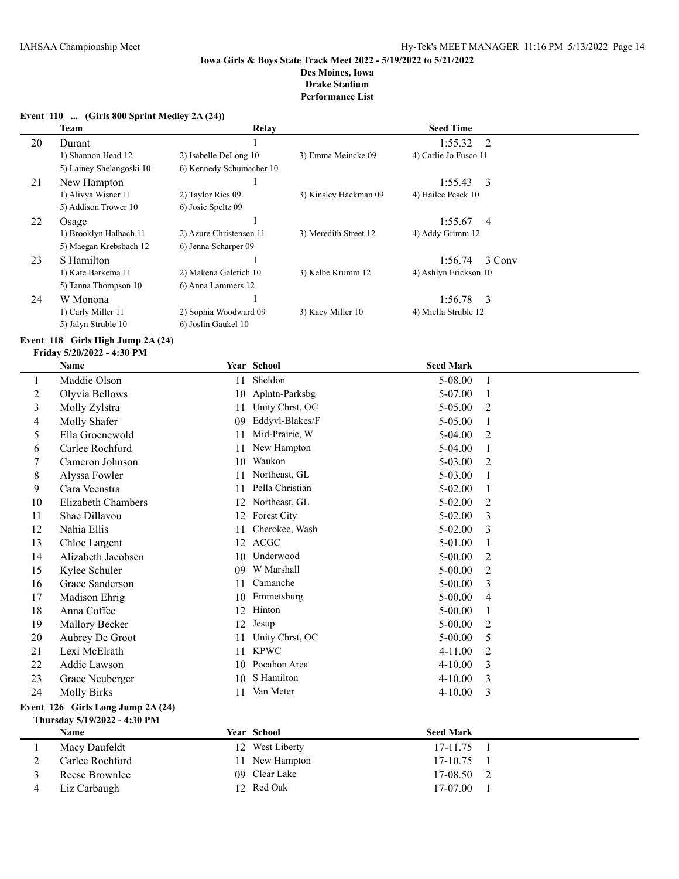**Iowa Girls & Boys State Track Meet 2022 - 5/19/2022 to 5/21/2022**
**Des Moines, Iowa**
**Drake Stadium**
**Performance List**

### Event 110 ... (Girls 800 Sprint Medley 2A (24))

| | Team | Relay | | Seed Time |
|---|---|---|---|---|
| 20 | Durant | 1 | | 1:55.32 2 |
| | 1) Shannon Head 12 | 2) Isabelle DeLong 10 | 3) Emma Meincke 09 | 4) Carlie Jo Fusco 11 |
| | 5) Lainey Shelangoski 10 | 6) Kennedy Schumacher 10 | | |
| 21 | New Hampton | 1 | | 1:55.43 3 |
| | 1) Alivya Wisner 11 | 2) Taylor Ries 09 | 3) Kinsley Hackman 09 | 4) Hailee Pesek 10 |
| | 5) Addison Trower 10 | 6) Josie Speltz 09 | | |
| 22 | Osage | 1 | | 1:55.67 4 |
| | 1) Brooklyn Halbach 11 | 2) Azure Christensen 11 | 3) Meredith Street 12 | 4) Addy Grimm 12 |
| | 5) Maegan Krebsbach 12 | 6) Jenna Scharper 09 | | |
| 23 | S Hamilton | 1 | | 1:56.74 3 Conv |
| | 1) Kate Barkema 11 | 2) Makena Galetich 10 | 3) Kelbe Krumm 12 | 4) Ashlyn Erickson 10 |
| | 5) Tanna Thompson 10 | 6) Anna Lammers 12 | | |
| 24 | W Monona | 1 | | 1:56.78 3 |
| | 1) Carly Miller 11 | 2) Sophia Woodward 09 | 3) Kacy Miller 10 | 4) Miella Struble 12 |
| | 5) Jalyn Struble 10 | 6) Joslin Gaukel 10 | | |

### Event 118 Girls High Jump 2A (24)

**Friday 5/20/2022 - 4:30 PM**

| | Name | Year | School | Seed Mark | |
|---|---|---|---|---|---|
| 1 | Maddie Olson | 11 | Sheldon | 5-08.00 | 1 |
| 2 | Olyvia Bellows | 10 | Aplntn-Parksbg | 5-07.00 | 1 |
| 3 | Molly Zylstra | 11 | Unity Chrst, OC | 5-05.00 | 2 |
| 4 | Molly Shafer | 09 | Eddyvl-Blakes/F | 5-05.00 | 1 |
| 5 | Ella Groenewold | 11 | Mid-Prairie, W | 5-04.00 | 2 |
| 6 | Carlee Rochford | 11 | New Hampton | 5-04.00 | 1 |
| 7 | Cameron Johnson | 10 | Waukon | 5-03.00 | 2 |
| 8 | Alyssa Fowler | 11 | Northeast, GL | 5-03.00 | 1 |
| 9 | Cara Veenstra | 11 | Pella Christian | 5-02.00 | 1 |
| 10 | Elizabeth Chambers | 12 | Northeast, GL | 5-02.00 | 2 |
| 11 | Shae Dillavou | 12 | Forest City | 5-02.00 | 3 |
| 12 | Nahia Ellis | 11 | Cherokee, Wash | 5-02.00 | 3 |
| 13 | Chloe Largent | 12 | ACGC | 5-01.00 | 1 |
| 14 | Alizabeth Jacobsen | 10 | Underwood | 5-00.00 | 2 |
| 15 | Kylee Schuler | 09 | W Marshall | 5-00.00 | 2 |
| 16 | Grace Sanderson | 11 | Camanche | 5-00.00 | 3 |
| 17 | Madison Ehrig | 10 | Emmetsburg | 5-00.00 | 4 |
| 18 | Anna Coffee | 12 | Hinton | 5-00.00 | 1 |
| 19 | Mallory Becker | 12 | Jesup | 5-00.00 | 2 |
| 20 | Aubrey De Groot | 11 | Unity Chrst, OC | 5-00.00 | 5 |
| 21 | Lexi McElrath | 11 | KPWC | 4-11.00 | 2 |
| 22 | Addie Lawson | 10 | Pocahon Area | 4-10.00 | 3 |
| 23 | Grace Neuberger | 10 | S Hamilton | 4-10.00 | 3 |
| 24 | Molly Birks | 11 | Van Meter | 4-10.00 | 3 |

### Event 126 Girls Long Jump 2A (24)

**Thursday 5/19/2022 - 4:30 PM**

| | Name | Year | School | Seed Mark | |
|---|---|---|---|---|---|
| 1 | Macy Daufeldt | 12 | West Liberty | 17-11.75 | 1 |
| 2 | Carlee Rochford | 11 | New Hampton | 17-10.75 | 1 |
| 3 | Reese Brownlee | 09 | Clear Lake | 17-08.50 | 2 |
| 4 | Liz Carbaugh | 12 | Red Oak | 17-07.00 | 1 |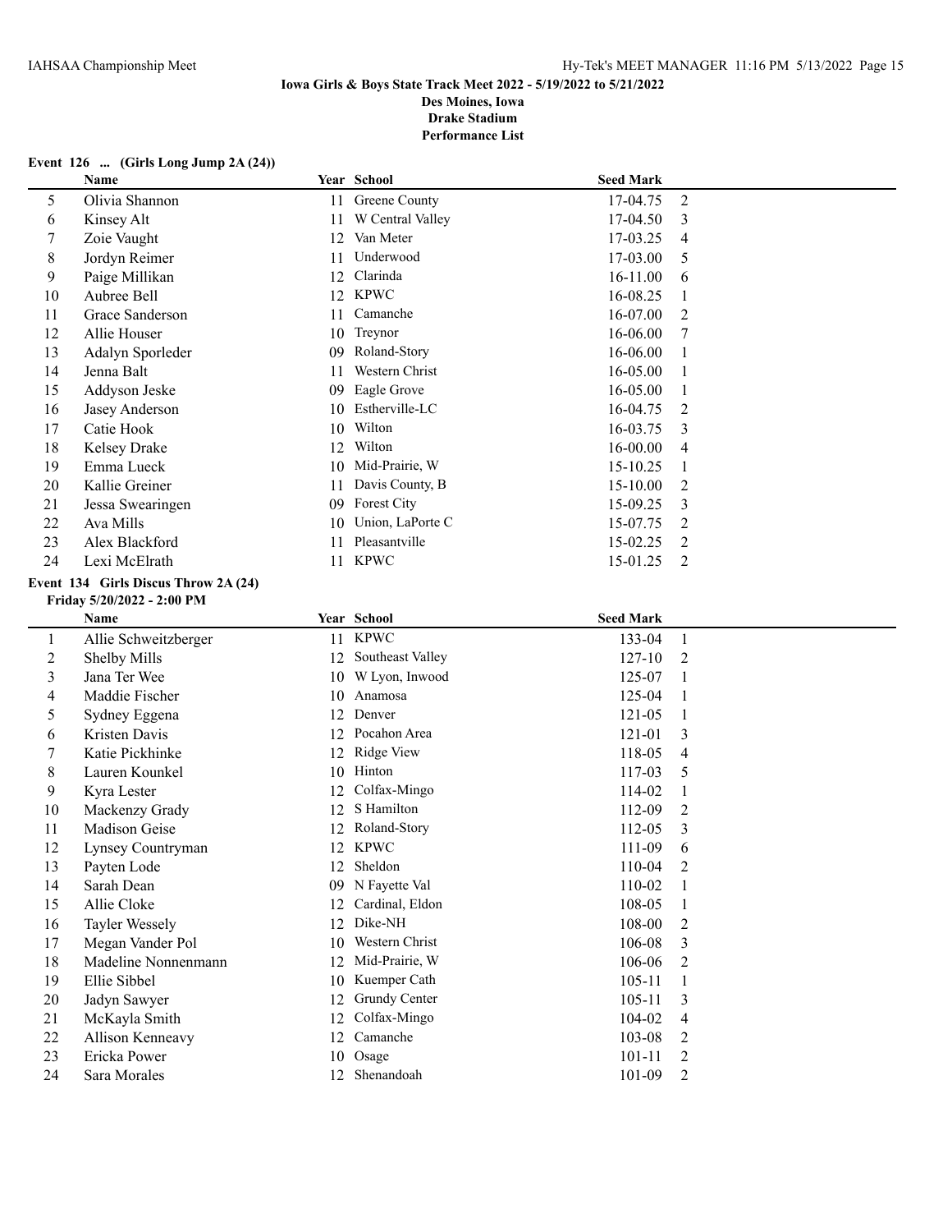Iowa Girls & Boys State Track Meet 2022 - 5/19/2022 to 5/21/2022

Des Moines, Iowa

Drake Stadium

Performance List

**Event 126 ... (Girls Long Jump 2A (24))**

| | Name | Year | School | Seed Mark | |
|---|---|---|---|---|---|
| 5 | Olivia Shannon | 11 | Greene County | 17-04.75 | 2 |
| 6 | Kinsey Alt | 11 | W Central Valley | 17-04.50 | 3 |
| 7 | Zoie Vaught | 12 | Van Meter | 17-03.25 | 4 |
| 8 | Jordyn Reimer | 11 | Underwood | 17-03.00 | 5 |
| 9 | Paige Millikan | 12 | Clarinda | 16-11.00 | 6 |
| 10 | Aubree Bell | 12 | KPWC | 16-08.25 | 1 |
| 11 | Grace Sanderson | 11 | Camanche | 16-07.00 | 2 |
| 12 | Allie Houser | 10 | Treynor | 16-06.00 | 7 |
| 13 | Adalyn Sporleder | 09 | Roland-Story | 16-06.00 | 1 |
| 14 | Jenna Balt | 11 | Western Christ | 16-05.00 | 1 |
| 15 | Addyson Jeske | 09 | Eagle Grove | 16-05.00 | 1 |
| 16 | Jasey Anderson | 10 | Estherville-LC | 16-04.75 | 2 |
| 17 | Catie Hook | 10 | Wilton | 16-03.75 | 3 |
| 18 | Kelsey Drake | 12 | Wilton | 16-00.00 | 4 |
| 19 | Emma Lueck | 10 | Mid-Prairie, W | 15-10.25 | 1 |
| 20 | Kallie Greiner | 11 | Davis County, B | 15-10.00 | 2 |
| 21 | Jessa Swearingen | 09 | Forest City | 15-09.25 | 3 |
| 22 | Ava Mills | 10 | Union, LaPorte C | 15-07.75 | 2 |
| 23 | Alex Blackford | 11 | Pleasantville | 15-02.25 | 2 |
| 24 | Lexi McElrath | 11 | KPWC | 15-01.25 | 2 |

**Event 134 Girls Discus Throw 2A (24)**

**Friday 5/20/2022 - 2:00 PM**

| | Name | Year | School | Seed Mark | |
|---|---|---|---|---|---|
| 1 | Allie Schweitzberger | 11 | KPWC | 133-04 | 1 |
| 2 | Shelby Mills | 12 | Southeast Valley | 127-10 | 2 |
| 3 | Jana Ter Wee | 10 | W Lyon, Inwood | 125-07 | 1 |
| 4 | Maddie Fischer | 10 | Anamosa | 125-04 | 1 |
| 5 | Sydney Eggena | 12 | Denver | 121-05 | 1 |
| 6 | Kristen Davis | 12 | Pocahon Area | 121-01 | 3 |
| 7 | Katie Pickhinke | 12 | Ridge View | 118-05 | 4 |
| 8 | Lauren Kounkel | 10 | Hinton | 117-03 | 5 |
| 9 | Kyra Lester | 12 | Colfax-Mingo | 114-02 | 1 |
| 10 | Mackenzy Grady | 12 | S Hamilton | 112-09 | 2 |
| 11 | Madison Geise | 12 | Roland-Story | 112-05 | 3 |
| 12 | Lynsey Countryman | 12 | KPWC | 111-09 | 6 |
| 13 | Payten Lode | 12 | Sheldon | 110-04 | 2 |
| 14 | Sarah Dean | 09 | N Fayette Val | 110-02 | 1 |
| 15 | Allie Cloke | 12 | Cardinal, Eldon | 108-05 | 1 |
| 16 | Tayler Wessely | 12 | Dike-NH | 108-00 | 2 |
| 17 | Megan Vander Pol | 10 | Western Christ | 106-08 | 3 |
| 18 | Madeline Nonnenmann | 12 | Mid-Prairie, W | 106-06 | 2 |
| 19 | Ellie Sibbel | 10 | Kuemper Cath | 105-11 | 1 |
| 20 | Jadyn Sawyer | 12 | Grundy Center | 105-11 | 3 |
| 21 | McKayla Smith | 12 | Colfax-Mingo | 104-02 | 4 |
| 22 | Allison Kenneavy | 12 | Camanche | 103-08 | 2 |
| 23 | Ericka Power | 10 | Osage | 101-11 | 2 |
| 24 | Sara Morales | 12 | Shenandoah | 101-09 | 2 |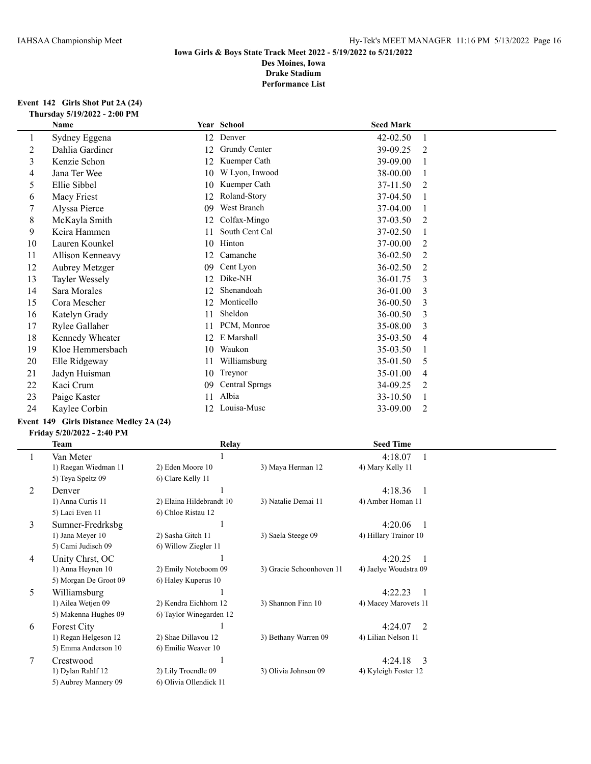**Iowa Girls & Boys State Track Meet 2022 - 5/19/2022 to 5/21/2022**
**Des Moines, Iowa**
**Drake Stadium**
**Performance List**

### Event 142 Girls Shot Put 2A (24)

**Thursday 5/19/2022 - 2:00 PM**

| | Name | Year | School | Seed Mark | |
|---|---|---|---|---|---|
| 1 | Sydney Eggena | 12 | Denver | 42-02.50 | 1 |
| 2 | Dahlia Gardiner | 12 | Grundy Center | 39-09.25 | 2 |
| 3 | Kenzie Schon | 12 | Kuemper Cath | 39-09.00 | 1 |
| 4 | Jana Ter Wee | 10 | W Lyon, Inwood | 38-00.00 | 1 |
| 5 | Ellie Sibbel | 10 | Kuemper Cath | 37-11.50 | 2 |
| 6 | Macy Friest | 12 | Roland-Story | 37-04.50 | 1 |
| 7 | Alyssa Pierce | 09 | West Branch | 37-04.00 | 1 |
| 8 | McKayla Smith | 12 | Colfax-Mingo | 37-03.50 | 2 |
| 9 | Keira Hammen | 11 | South Cent Cal | 37-02.50 | 1 |
| 10 | Lauren Kounkel | 10 | Hinton | 37-00.00 | 2 |
| 11 | Allison Kenneavy | 12 | Camanche | 36-02.50 | 2 |
| 12 | Aubrey Metzger | 09 | Cent Lyon | 36-02.50 | 2 |
| 13 | Tayler Wessely | 12 | Dike-NH | 36-01.75 | 3 |
| 14 | Sara Morales | 12 | Shenandoah | 36-01.00 | 3 |
| 15 | Cora Mescher | 12 | Monticello | 36-00.50 | 3 |
| 16 | Katelyn Grady | 11 | Sheldon | 36-00.50 | 3 |
| 17 | Rylee Gallaher | 11 | PCM, Monroe | 35-08.00 | 3 |
| 18 | Kennedy Wheater | 12 | E Marshall | 35-03.50 | 4 |
| 19 | Kloe Hemmersbach | 10 | Waukon | 35-03.50 | 1 |
| 20 | Elle Ridgeway | 11 | Williamsburg | 35-01.50 | 5 |
| 21 | Jadyn Huisman | 10 | Treynor | 35-01.00 | 4 |
| 22 | Kaci Crum | 09 | Central Sprngs | 34-09.25 | 2 |
| 23 | Paige Kaster | 11 | Albia | 33-10.50 | 1 |
| 24 | Kaylee Corbin | 12 | Louisa-Musc | 33-09.00 | 2 |

### Event 149 Girls Distance Medley 2A (24)

**Friday 5/20/2022 - 2:40 PM**

| | Team | Relay | | Seed Time | |
|---|---|---|---|---|---|
| 1 | Van Meter | 1 | | 4:18.07 | 1 |
| | 1) Raegan Wiedman 11 | 2) Eden Moore 10 | 3) Maya Herman 12 | 4) Mary Kelly 11 | |
| | 5) Teya Speltz 09 | 6) Clare Kelly 11 | | | |
| 2 | Denver | 1 | | 4:18.36 | 1 |
| | 1) Anna Curtis 11 | 2) Elaina Hildebrandt 10 | 3) Natalie Demai 11 | 4) Amber Homan 11 | |
| | 5) Laci Even 11 | 6) Chloe Ristau 12 | | | |
| 3 | Sumner-Fredrksbg | 1 | | 4:20.06 | 1 |
| | 1) Jana Meyer 10 | 2) Sasha Gitch 11 | 3) Saela Steege 09 | 4) Hillary Trainor 10 | |
| | 5) Cami Judisch 09 | 6) Willow Ziegler 11 | | | |
| 4 | Unity Chrst, OC | 1 | | 4:20.25 | 1 |
| | 1) Anna Heynen 10 | 2) Emily Noteboom 09 | 3) Gracie Schoonhoven 11 | 4) Jaelye Woudstra 09 | |
| | 5) Morgan De Groot 09 | 6) Haley Kuperus 10 | | | |
| 5 | Williamsburg | 1 | | 4:22.23 | 1 |
| | 1) Ailea Wetjen 09 | 2) Kendra Eichhorn 12 | 3) Shannon Finn 10 | 4) Macey Marovets 11 | |
| | 5) Makenna Hughes 09 | 6) Taylor Winegarden 12 | | | |
| 6 | Forest City | 1 | | 4:24.07 | 2 |
| | 1) Regan Helgeson 12 | 2) Shae Dillavou 12 | 3) Bethany Warren 09 | 4) Lilian Nelson 11 | |
| | 5) Emma Anderson 10 | 6) Emilie Weaver 10 | | | |
| 7 | Crestwood | 1 | | 4:24.18 | 3 |
| | 1) Dylan Rahlf 12 | 2) Lily Troendle 09 | 3) Olivia Johnson 09 | 4) Kyleigh Foster 12 | |
| | 5) Aubrey Mannery 09 | 6) Olivia Ollendick 11 | | | |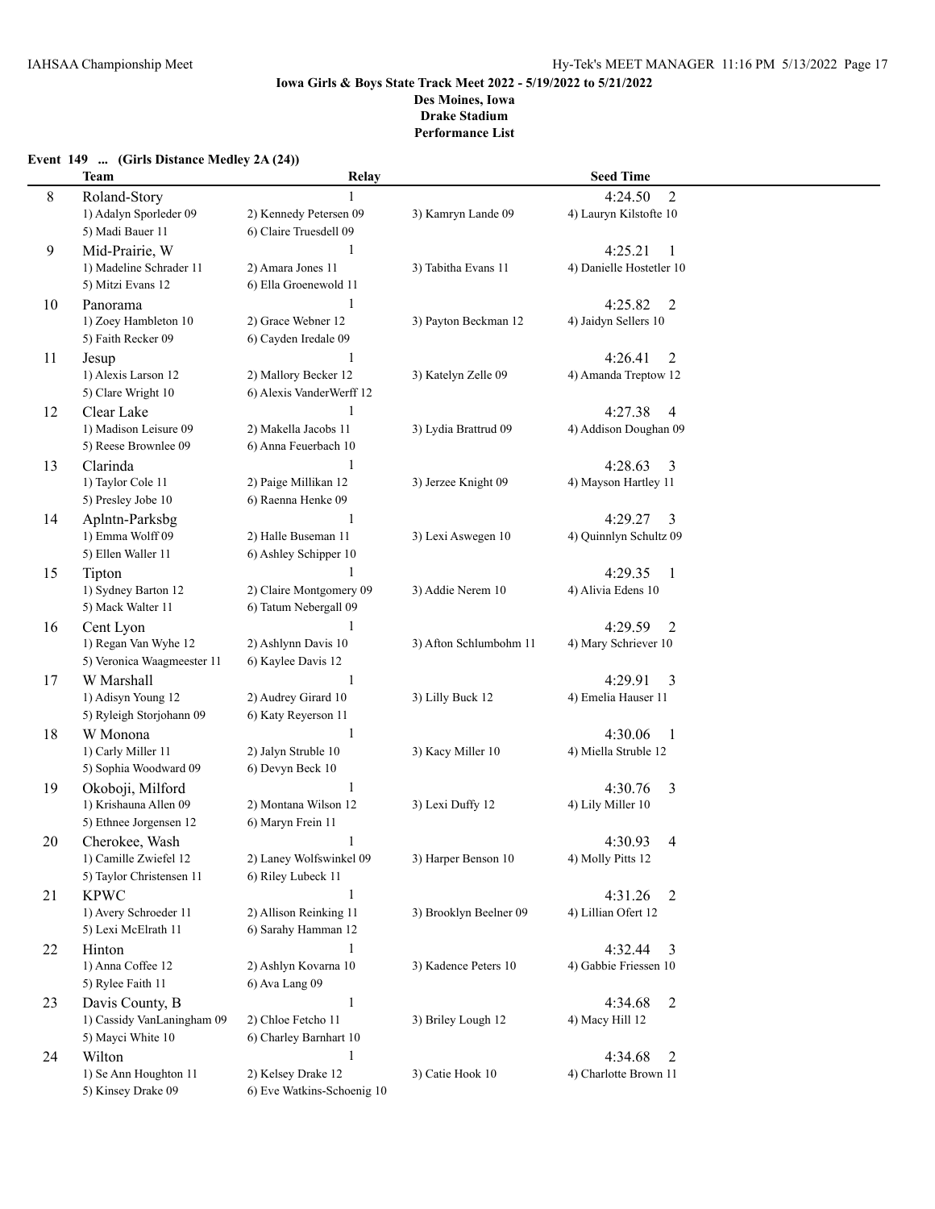**Iowa Girls & Boys State Track Meet 2022 - 5/19/2022 to 5/21/2022**
**Des Moines, Iowa**
**Drake Stadium**
**Performance List**

**Event 149 ... (Girls Distance Medley 2A (24))**

| | Team | Relay | | Seed Time |
|---|---|---|---|---|
| 8 | Roland-Story | 1 | | 4:24.50 2 |
| | 1) Adalyn Sporleder 09 | 2) Kennedy Petersen 09 | 3) Kamryn Lande 09 | 4) Lauryn Kilstofte 10 |
| | 5) Madi Bauer 11 | 6) Claire Truesdell 09 | | |
| 9 | Mid-Prairie, W | 1 | | 4:25.21 1 |
| | 1) Madeline Schrader 11 | 2) Amara Jones 11 | 3) Tabitha Evans 11 | 4) Danielle Hostetler 10 |
| | 5) Mitzi Evans 12 | 6) Ella Groenewold 11 | | |
| 10 | Panorama | 1 | | 4:25.82 2 |
| | 1) Zoey Hambleton 10 | 2) Grace Webner 12 | 3) Payton Beckman 12 | 4) Jaidyn Sellers 10 |
| | 5) Faith Recker 09 | 6) Cayden Iredale 09 | | |
| 11 | Jesup | 1 | | 4:26.41 2 |
| | 1) Alexis Larson 12 | 2) Mallory Becker 12 | 3) Katelyn Zelle 09 | 4) Amanda Treptow 12 |
| | 5) Clare Wright 10 | 6) Alexis VanderWerff 12 | | |
| 12 | Clear Lake | 1 | | 4:27.38 4 |
| | 1) Madison Leisure 09 | 2) Makella Jacobs 11 | 3) Lydia Brattrud 09 | 4) Addison Doughan 09 |
| | 5) Reese Brownlee 09 | 6) Anna Feuerbach 10 | | |
| 13 | Clarinda | 1 | | 4:28.63 3 |
| | 1) Taylor Cole 11 | 2) Paige Millikan 12 | 3) Jerzee Knight 09 | 4) Mayson Hartley 11 |
| | 5) Presley Jobe 10 | 6) Raenna Henke 09 | | |
| 14 | Aplntn-Parksbg | 1 | | 4:29.27 3 |
| | 1) Emma Wolff 09 | 2) Halle Buseman 11 | 3) Lexi Aswegen 10 | 4) Quinnlyn Schultz 09 |
| | 5) Ellen Waller 11 | 6) Ashley Schipper 10 | | |
| 15 | Tipton | 1 | | 4:29.35 1 |
| | 1) Sydney Barton 12 | 2) Claire Montgomery 09 | 3) Addie Nerem 10 | 4) Alivia Edens 10 |
| | 5) Mack Walter 11 | 6) Tatum Nebergall 09 | | |
| 16 | Cent Lyon | 1 | | 4:29.59 2 |
| | 1) Regan Van Wyhe 12 | 2) Ashlynn Davis 10 | 3) Afton Schlumbohm 11 | 4) Mary Schriever 10 |
| | 5) Veronica Waagmeester 11 | 6) Kaylee Davis 12 | | |
| 17 | W Marshall | 1 | | 4:29.91 3 |
| | 1) Adisyn Young 12 | 2) Audrey Girard 10 | 3) Lilly Buck 12 | 4) Emelia Hauser 11 |
| | 5) Ryleigh Storjohann 09 | 6) Katy Reyerson 11 | | |
| 18 | W Monona | 1 | | 4:30.06 1 |
| | 1) Carly Miller 11 | 2) Jalyn Struble 10 | 3) Kacy Miller 10 | 4) Miella Struble 12 |
| | 5) Sophia Woodward 09 | 6) Devyn Beck 10 | | |
| 19 | Okoboji, Milford | 1 | | 4:30.76 3 |
| | 1) Krishauna Allen 09 | 2) Montana Wilson 12 | 3) Lexi Duffy 12 | 4) Lily Miller 10 |
| | 5) Ethnee Jorgensen 12 | 6) Maryn Frein 11 | | |
| 20 | Cherokee, Wash | 1 | | 4:30.93 4 |
| | 1) Camille Zwiefel 12 | 2) Laney Wolfswinkel 09 | 3) Harper Benson 10 | 4) Molly Pitts 12 |
| | 5) Taylor Christensen 11 | 6) Riley Lubeck 11 | | |
| 21 | KPWC | 1 | | 4:31.26 2 |
| | 1) Avery Schroeder 11 | 2) Allison Reinking 11 | 3) Brooklyn Beelner 09 | 4) Lillian Ofert 12 |
| | 5) Lexi McElrath 11 | 6) Sarahy Hamman 12 | | |
| 22 | Hinton | 1 | | 4:32.44 3 |
| | 1) Anna Coffee 12 | 2) Ashlyn Kovarna 10 | 3) Kadence Peters 10 | 4) Gabbie Friessen 10 |
| | 5) Rylee Faith 11 | 6) Ava Lang 09 | | |
| 23 | Davis County, B | 1 | | 4:34.68 2 |
| | 1) Cassidy VanLaningham 09 | 2) Chloe Fetcho 11 | 3) Briley Lough 12 | 4) Macy Hill 12 |
| | 5) Mayci White 10 | 6) Charley Barnhart 10 | | |
| 24 | Wilton | 1 | | 4:34.68 2 |
| | 1) Se Ann Houghton 11 | 2) Kelsey Drake 12 | 3) Catie Hook 10 | 4) Charlotte Brown 11 |
| | 5) Kinsey Drake 09 | 6) Eve Watkins-Schoenig 10 | | |